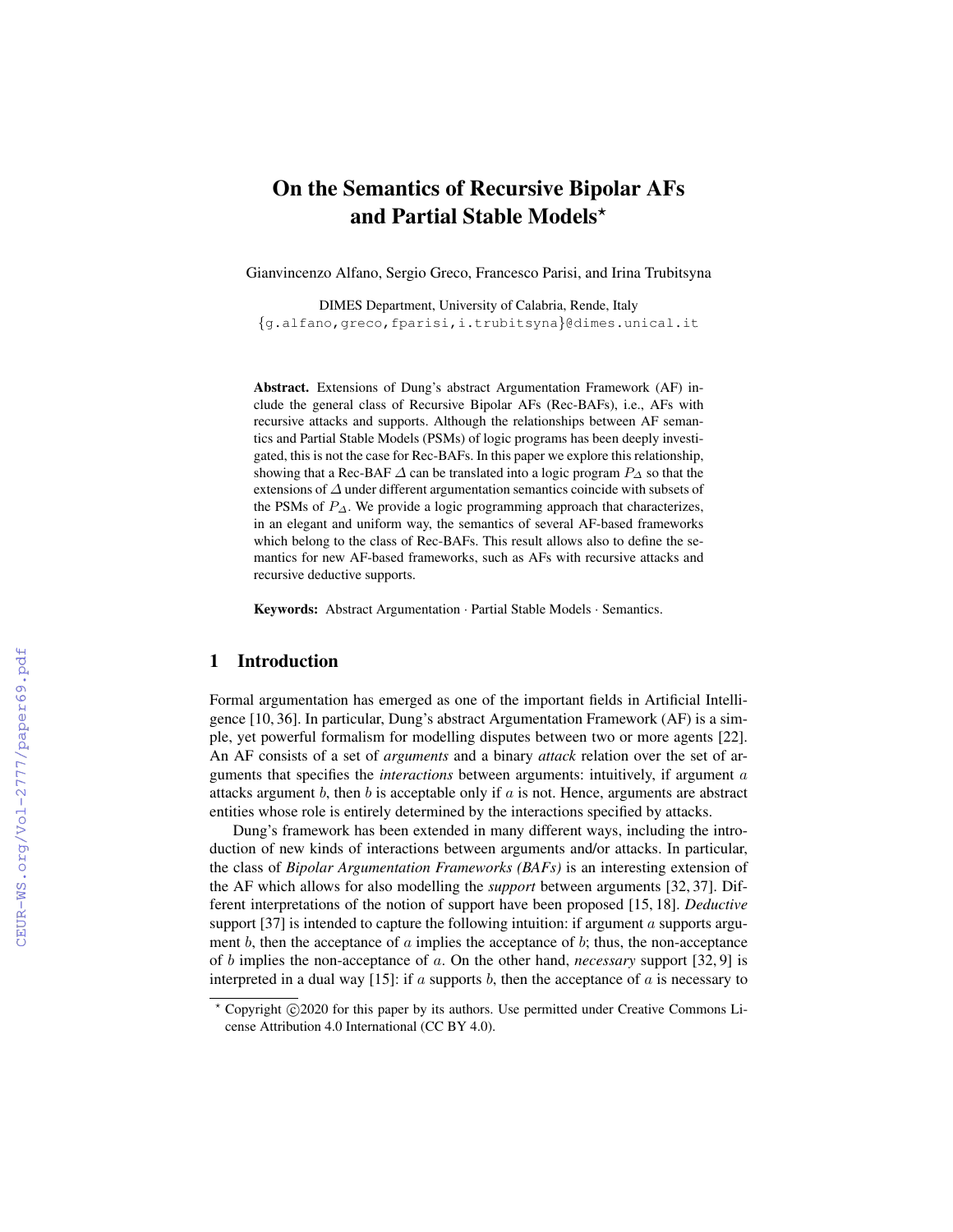# On the Semantics of Recursive Bipolar AFs and Partial Stable Models*

Gianvincenzo Alfano, Sergio Greco, Francesco Parisi, and Irina Trubitsyna

DIMES Department, University of Calabria, Rende, Italy
{g.alfano,greco,fparisi,i.trubitsyna}@dimes.unical.it

**Abstract.** Extensions of Dung's abstract Argumentation Framework (AF) include the general class of Recursive Bipolar AFs (Rec-BAFs), i.e., AFs with recursive attacks and supports. Although the relationships between AF semantics and Partial Stable Models (PSMs) of logic programs has been deeply investigated, this is not the case for Rec-BAFs. In this paper we explore this relationship, showing that a Rec-BAF $\Delta$ can be translated into a logic program $P_\Delta$ so that the extensions of $\Delta$ under different argumentation semantics coincide with subsets of the PSMs of $P_\Delta$. We provide a logic programming approach that characterizes, in an elegant and uniform way, the semantics of several AF-based frameworks which belong to the class of Rec-BAFs. This result allows also to define the semantics for new AF-based frameworks, such as AFs with recursive attacks and recursive deductive supports.

**Keywords:** Abstract Argumentation · Partial Stable Models · Semantics.

## 1 Introduction

Formal argumentation has emerged as one of the important fields in Artificial Intelligence [10, 36]. In particular, Dung's abstract Argumentation Framework (AF) is a simple, yet powerful formalism for modelling disputes between two or more agents [22]. An AF consists of a set of *arguments* and a binary *attack* relation over the set of arguments that specifies the *interactions* between arguments: intuitively, if argument $a$ attacks argument $b$, then $b$ is acceptable only if $a$ is not. Hence, arguments are abstract entities whose role is entirely determined by the interactions specified by attacks.

Dung's framework has been extended in many different ways, including the introduction of new kinds of interactions between arguments and/or attacks. In particular, the class of *Bipolar Argumentation Frameworks (BAFs)* is an interesting extension of the AF which allows for also modelling the *support* between arguments [32, 37]. Different interpretations of the notion of support have been proposed [15, 18]. *Deductive* support [37] is intended to capture the following intuition: if argument $a$ supports argument $b$, then the acceptance of $a$ implies the acceptance of $b$; thus, the non-acceptance of $b$ implies the non-acceptance of $a$. On the other hand, *necessary* support [32, 9] is interpreted in a dual way [15]: if $a$ supports $b$, then the acceptance of $a$ is necessary to

---

* Copyright ©2020 for this paper by its authors. Use permitted under Creative Commons License Attribution 4.0 International (CC BY 4.0).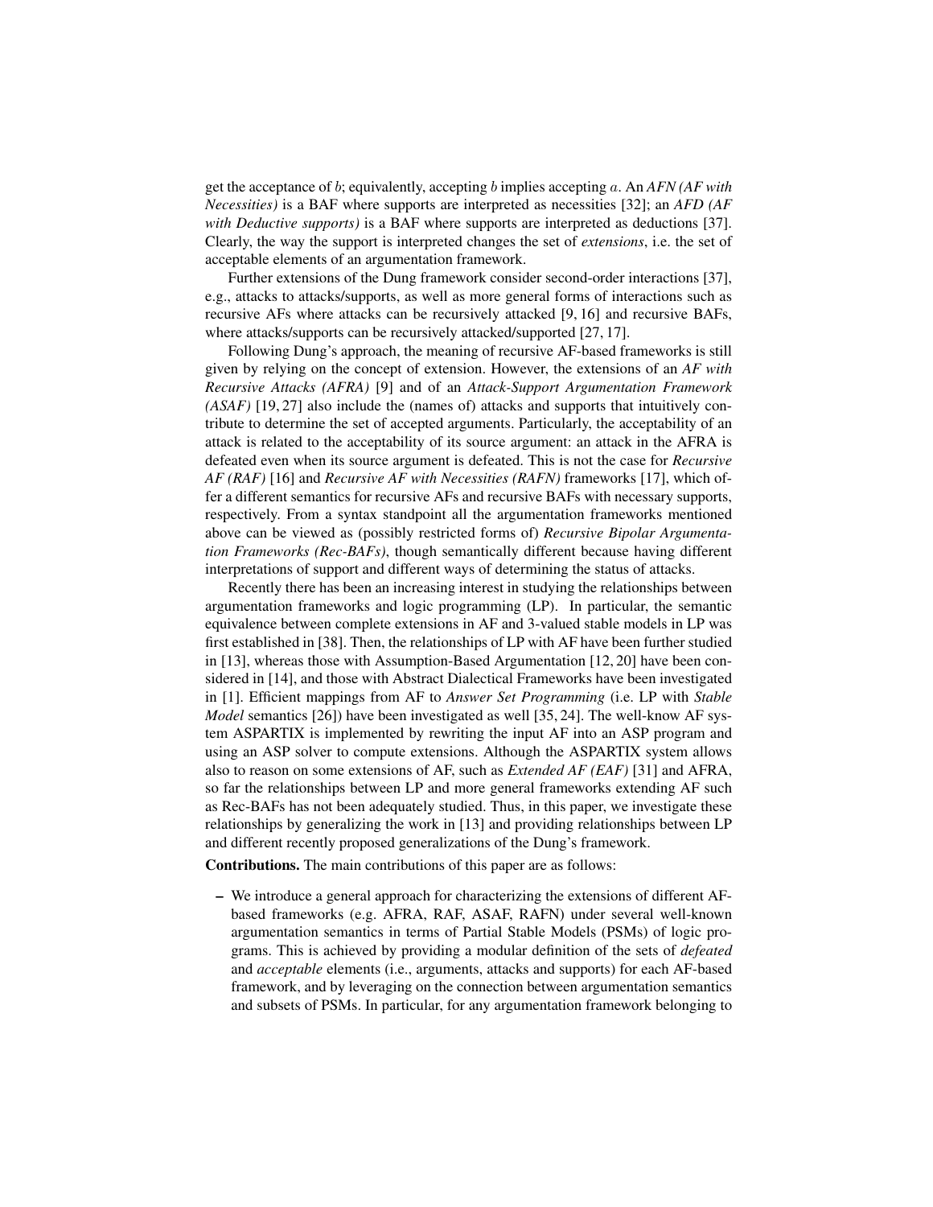get the acceptance of $b$; equivalently, accepting $b$ implies accepting $a$. An *AFN (AF with Necessities)* is a BAF where supports are interpreted as necessities [32]; an *AFD (AF with Deductive supports)* is a BAF where supports are interpreted as deductions [37]. Clearly, the way the support is interpreted changes the set of *extensions*, i.e. the set of acceptable elements of an argumentation framework.

Further extensions of the Dung framework consider second-order interactions [37], e.g., attacks to attacks/supports, as well as more general forms of interactions such as recursive AFs where attacks can be recursively attacked [9, 16] and recursive BAFs, where attacks/supports can be recursively attacked/supported [27, 17].

Following Dung's approach, the meaning of recursive AF-based frameworks is still given by relying on the concept of extension. However, the extensions of an *AF with Recursive Attacks (AFRA)* [9] and of an *Attack-Support Argumentation Framework (ASAF)* [19, 27] also include the (names of) attacks and supports that intuitively contribute to determine the set of accepted arguments. Particularly, the acceptability of an attack is related to the acceptability of its source argument: an attack in the AFRA is defeated even when its source argument is defeated. This is not the case for *Recursive AF (RAF)* [16] and *Recursive AF with Necessities (RAFN)* frameworks [17], which offer a different semantics for recursive AFs and recursive BAFs with necessary supports, respectively. From a syntax standpoint all the argumentation frameworks mentioned above can be viewed as (possibly restricted forms of) *Recursive Bipolar Argumentation Frameworks (Rec-BAFs)*, though semantically different because having different interpretations of support and different ways of determining the status of attacks.

Recently there has been an increasing interest in studying the relationships between argumentation frameworks and logic programming (LP). In particular, the semantic equivalence between complete extensions in AF and 3-valued stable models in LP was first established in [38]. Then, the relationships of LP with AF have been further studied in [13], whereas those with Assumption-Based Argumentation [12, 20] have been considered in [14], and those with Abstract Dialectical Frameworks have been investigated in [1]. Efficient mappings from AF to *Answer Set Programming* (i.e. LP with *Stable Model* semantics [26]) have been investigated as well [35, 24]. The well-know AF system ASPARTIX is implemented by rewriting the input AF into an ASP program and using an ASP solver to compute extensions. Although the ASPARTIX system allows also to reason on some extensions of AF, such as *Extended AF (EAF)* [31] and AFRA, so far the relationships between LP and more general frameworks extending AF such as Rec-BAFs has not been adequately studied. Thus, in this paper, we investigate these relationships by generalizing the work in [13] and providing relationships between LP and different recently proposed generalizations of the Dung's framework.

**Contributions.** The main contributions of this paper are as follows:

- We introduce a general approach for characterizing the extensions of different AF-based frameworks (e.g. AFRA, RAF, ASAF, RAFN) under several well-known argumentation semantics in terms of Partial Stable Models (PSMs) of logic programs. This is achieved by providing a modular definition of the sets of *defeated* and *acceptable* elements (i.e., arguments, attacks and supports) for each AF-based framework, and by leveraging on the connection between argumentation semantics and subsets of PSMs. In particular, for any argumentation framework belonging to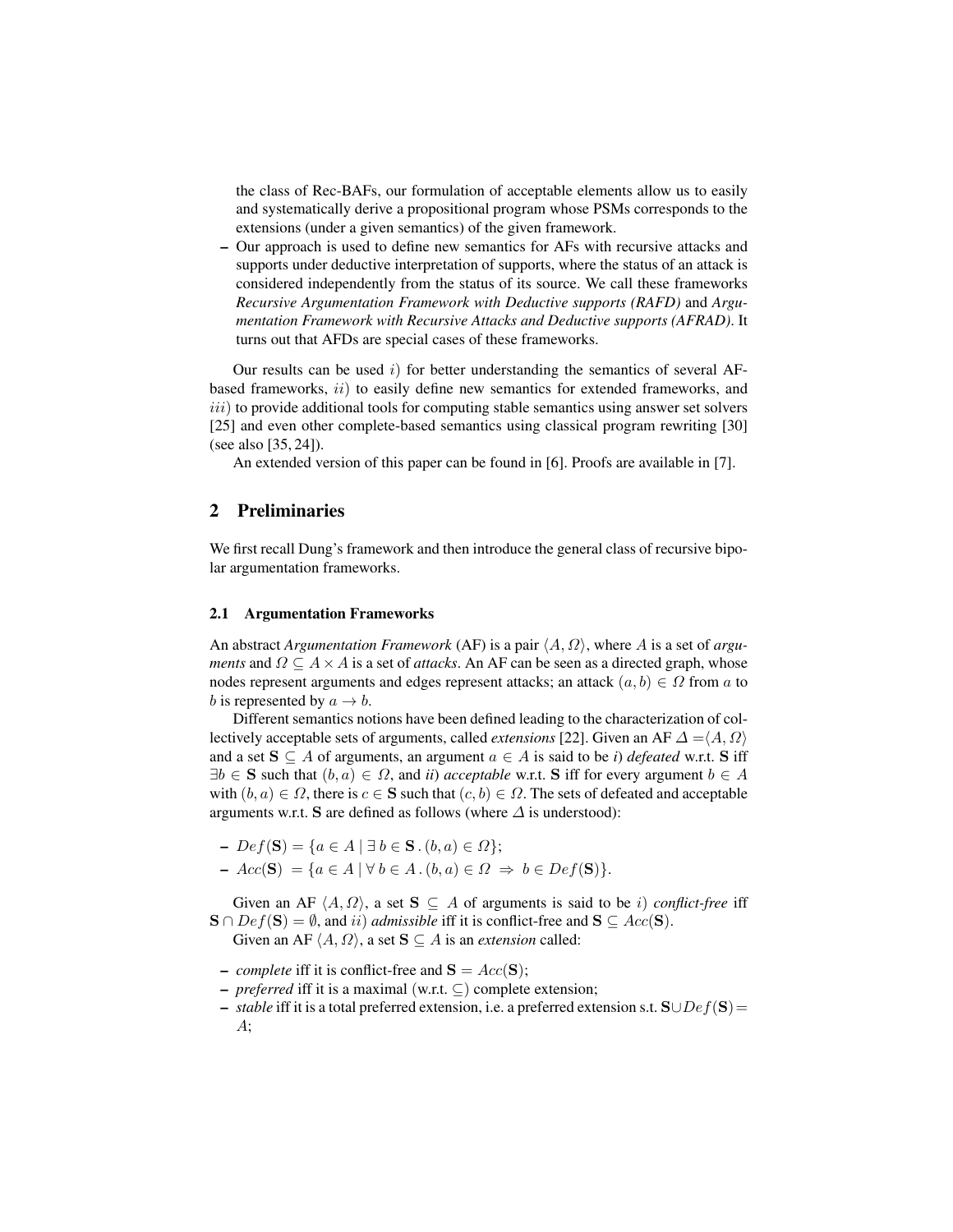the class of Rec-BAFs, our formulation of acceptable elements allow us to easily and systematically derive a propositional program whose PSMs corresponds to the extensions (under a given semantics) of the given framework.

– Our approach is used to define new semantics for AFs with recursive attacks and supports under deductive interpretation of supports, where the status of an attack is considered independently from the status of its source. We call these frameworks *Recursive Argumentation Framework with Deductive supports (RAFD)* and *Argumentation Framework with Recursive Attacks and Deductive supports (AFRAD)*. It turns out that AFDs are special cases of these frameworks.

Our results can be used $i$) for better understanding the semantics of several AF-based frameworks, $ii$) to easily define new semantics for extended frameworks, and $iii$) to provide additional tools for computing stable semantics using answer set solvers [25] and even other complete-based semantics using classical program rewriting [30] (see also [35, 24]).

An extended version of this paper can be found in [6]. Proofs are available in [7].

## 2 Preliminaries

We first recall Dung's framework and then introduce the general class of recursive bipolar argumentation frameworks.

### 2.1 Argumentation Frameworks

An abstract *Argumentation Framework* (AF) is a pair $\langle A, \Omega \rangle$, where $A$ is a set of *arguments* and $\Omega \subseteq A \times A$ is a set of *attacks*. An AF can be seen as a directed graph, whose nodes represent arguments and edges represent attacks; an attack $(a, b) \in \Omega$ from $a$ to $b$ is represented by $a \rightarrow b$.

Different semantics notions have been defined leading to the characterization of collectively acceptable sets of arguments, called *extensions* [22]. Given an AF $\Delta = \langle A, \Omega \rangle$ and a set $\mathbf{S} \subseteq A$ of arguments, an argument $a \in A$ is said to be *i*) *defeated* w.r.t. $\mathbf{S}$ iff $\exists b \in \mathbf{S}$ such that $(b, a) \in \Omega$, and *ii*) *acceptable* w.r.t. $\mathbf{S}$ iff for every argument $b \in A$ with $(b, a) \in \Omega$, there is $c \in \mathbf{S}$ such that $(c, b) \in \Omega$. The sets of defeated and acceptable arguments w.r.t. $\mathbf{S}$ are defined as follows (where $\Delta$ is understood):

- $Def(\mathbf{S}) = \{a \in A \mid \exists\, b \in \mathbf{S}\, .\, (b, a) \in \Omega\}$;
- $Acc(\mathbf{S}) = \{a \in A \mid \forall\, b \in A\, .\, (b, a) \in \Omega \;\Rightarrow\; b \in Def(\mathbf{S})\}$.

Given an AF $\langle A, \Omega \rangle$, a set $\mathbf{S} \subseteq A$ of arguments is said to be $i$) *conflict-free* iff $\mathbf{S} \cap Def(\mathbf{S}) = \emptyset$, and $ii$) *admissible* iff it is conflict-free and $\mathbf{S} \subseteq Acc(\mathbf{S})$.

Given an AF $\langle A, \Omega \rangle$, a set $\mathbf{S} \subseteq A$ is an *extension* called:

- *complete* iff it is conflict-free and $\mathbf{S} = Acc(\mathbf{S})$;
- *preferred* iff it is a maximal (w.r.t. $\subseteq$) complete extension;
- *stable* iff it is a total preferred extension, i.e. a preferred extension s.t. $\mathbf{S} \cup Def(\mathbf{S}) = A$;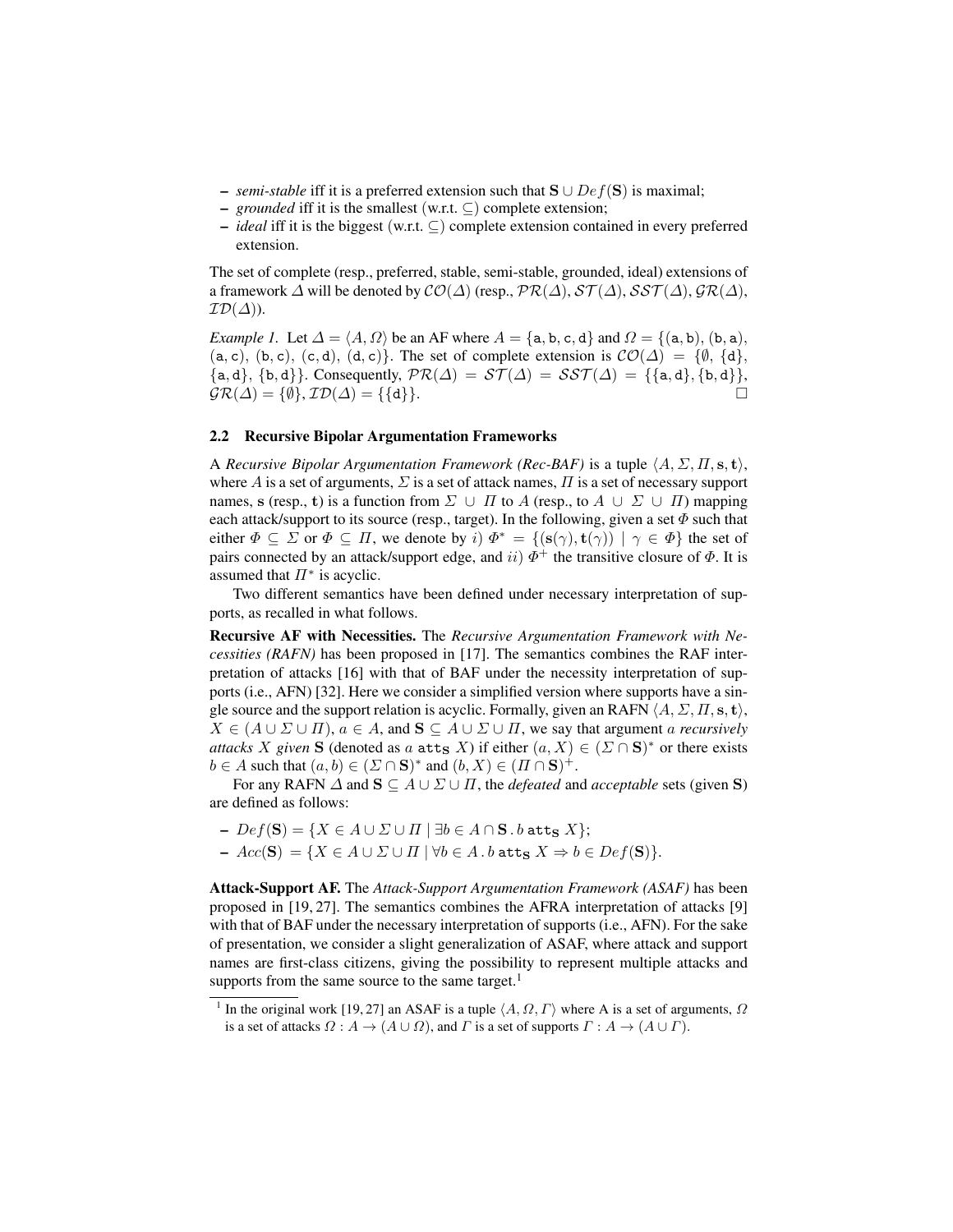- *semi-stable* iff it is a preferred extension such that $\mathbf{S} \cup Def(\mathbf{S})$ is maximal;
- *grounded* iff it is the smallest (w.r.t. $\subseteq$) complete extension;
- *ideal* iff it is the biggest (w.r.t. $\subseteq$) complete extension contained in every preferred extension.

The set of complete (resp., preferred, stable, semi-stable, grounded, ideal) extensions of a framework $\Delta$ will be denoted by $\mathcal{CO}(\Delta)$ (resp., $\mathcal{PR}(\Delta)$, $\mathcal{ST}(\Delta)$, $\mathcal{SST}(\Delta)$, $\mathcal{GR}(\Delta)$, $\mathcal{ID}(\Delta)$).

*Example 1.* Let $\Delta = \langle A, \Omega \rangle$ be an AF where $A = \{\mathtt{a}, \mathtt{b}, \mathtt{c}, \mathtt{d}\}$ and $\Omega = \{(\mathtt{a}, \mathtt{b}), (\mathtt{b}, \mathtt{a}), (\mathtt{a}, \mathtt{c}), (\mathtt{b}, \mathtt{c}), (\mathtt{c}, \mathtt{d}), (\mathtt{d}, \mathtt{c})\}$. The set of complete extension is $\mathcal{CO}(\Delta) = \{\emptyset, \{\mathtt{d}\}, \{\mathtt{a}, \mathtt{d}\}, \{\mathtt{b}, \mathtt{d}\}\}$. Consequently, $\mathcal{PR}(\Delta) = \mathcal{ST}(\Delta) = \mathcal{SST}(\Delta) = \{\{\mathtt{a}, \mathtt{d}\}, \{\mathtt{b}, \mathtt{d}\}\}$, $\mathcal{GR}(\Delta) = \{\emptyset\}, \mathcal{ID}(\Delta) = \{\{\mathtt{d}\}\}$. □

### 2.2 Recursive Bipolar Argumentation Frameworks

A *Recursive Bipolar Argumentation Framework (Rec-BAF)* is a tuple $\langle A, \Sigma, \Pi, \mathbf{s}, \mathbf{t} \rangle$, where $A$ is a set of arguments, $\Sigma$ is a set of attack names, $\Pi$ is a set of necessary support names, $\mathbf{s}$ (resp., $\mathbf{t}$) is a function from $\Sigma \cup \Pi$ to $A$ (resp., to $A \cup \Sigma \cup \Pi$) mapping each attack/support to its source (resp., target). In the following, given a set $\Phi$ such that either $\Phi \subseteq \Sigma$ or $\Phi \subseteq \Pi$, we denote by $i)$ $\Phi^* = \{(\mathbf{s}(\gamma), \mathbf{t}(\gamma)) \mid \gamma \in \Phi\}$ the set of pairs connected by an attack/support edge, and $ii)$ $\Phi^+$ the transitive closure of $\Phi$. It is assumed that $\Pi^*$ is acyclic.

Two different semantics have been defined under necessary interpretation of supports, as recalled in what follows.

**Recursive AF with Necessities.** The *Recursive Argumentation Framework with Necessities (RAFN)* has been proposed in [17]. The semantics combines the RAF interpretation of attacks [16] with that of BAF under the necessity interpretation of supports (i.e., AFN) [32]. Here we consider a simplified version where supports have a single source and the support relation is acyclic. Formally, given an RAFN $\langle A, \Sigma, \Pi, \mathbf{s}, \mathbf{t} \rangle$, $X \in (A \cup \Sigma \cup \Pi)$, $a \in A$, and $\mathbf{S} \subseteq A \cup \Sigma \cup \Pi$, we say that argument $a$ *recursively attacks* $X$ *given* $\mathbf{S}$ (denoted as $a \ \mathtt{att}_{\mathbf{S}} \ X$) if either $(a, X) \in (\Sigma \cap \mathbf{S})^*$ or there exists $b \in A$ such that $(a, b) \in (\Sigma \cap \mathbf{S})^*$ and $(b, X) \in (\Pi \cap \mathbf{S})^+$.

For any RAFN $\Delta$ and $\mathbf{S} \subseteq A \cup \Sigma \cup \Pi$, the *defeated* and *acceptable* sets (given $\mathbf{S}$) are defined as follows:

- $Def(\mathbf{S}) = \{X \in A \cup \Sigma \cup \Pi \mid \exists b \in A \cap \mathbf{S} \,.\, b \ \mathtt{att}_{\mathbf{S}} \ X\}$;
- $Acc(\mathbf{S}) = \{X \in A \cup \Sigma \cup \Pi \mid \forall b \in A \,.\, b \ \mathtt{att}_{\mathbf{S}} \ X \Rightarrow b \in Def(\mathbf{S})\}$.

**Attack-Support AF.** The *Attack-Support Argumentation Framework (ASAF)* has been proposed in [19, 27]. The semantics combines the AFRA interpretation of attacks [9] with that of BAF under the necessary interpretation of supports (i.e., AFN). For the sake of presentation, we consider a slight generalization of ASAF, where attack and support names are first-class citizens, giving the possibility to represent multiple attacks and supports from the same source to the same target.[1]

[1] In the original work [19, 27] an ASAF is a tuple $\langle A, \Omega, \Gamma \rangle$ where A is a set of arguments, $\Omega$ is a set of attacks $\Omega : A \to (A \cup \Omega)$, and $\Gamma$ is a set of supports $\Gamma : A \to (A \cup \Gamma)$.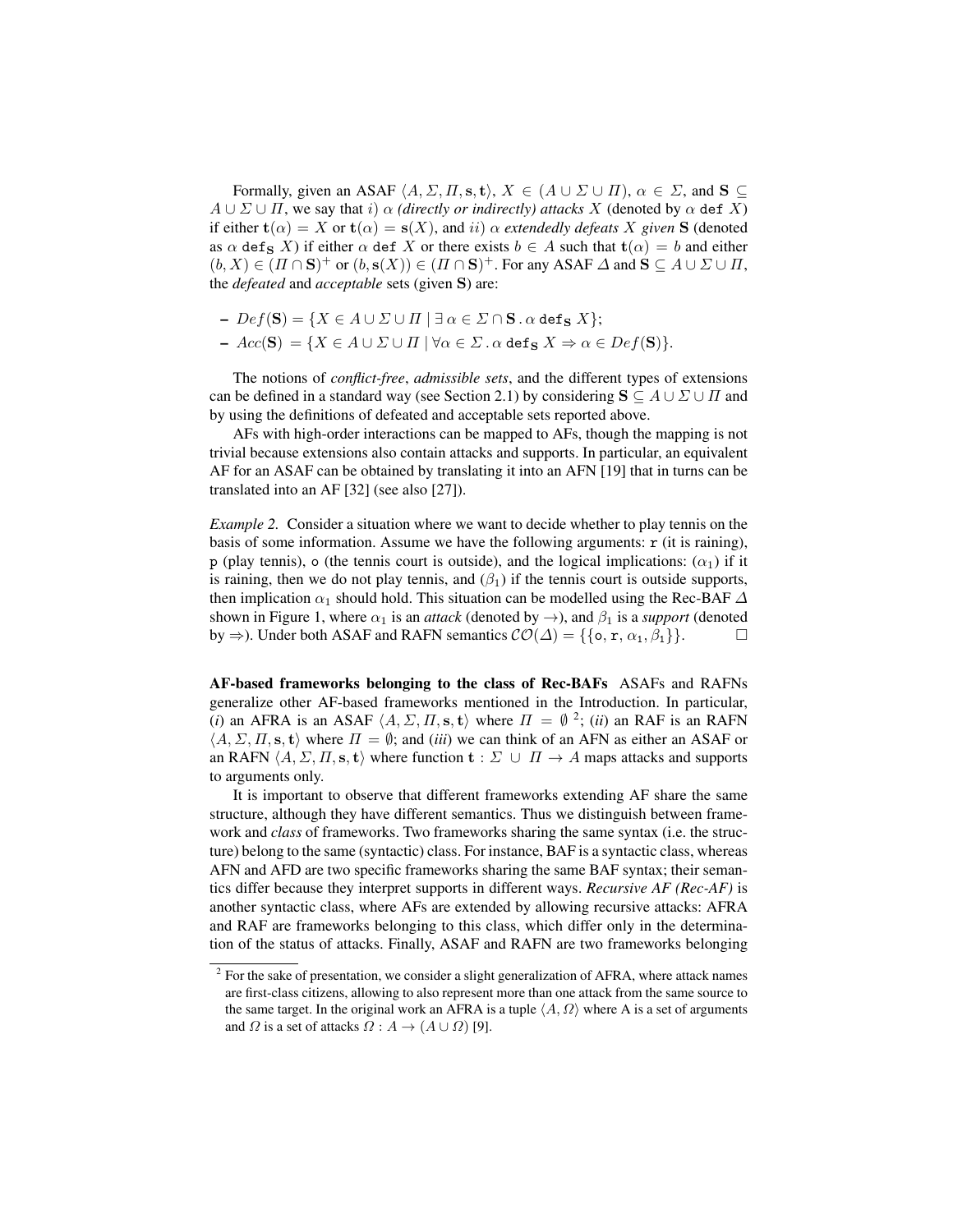Formally, given an ASAF $\langle A, \Sigma, \Pi, \mathbf{s}, \mathbf{t}\rangle$, $X \in (A \cup \Sigma \cup \Pi)$, $\alpha \in \Sigma$, and $\mathbf{S} \subseteq A \cup \Sigma \cup \Pi$, we say that $i)$ $\alpha$ *(directly or indirectly) attacks* $X$ (denoted by $\alpha \; \mathtt{def} \; X$) if either $\mathbf{t}(\alpha) = X$ or $\mathbf{t}(\alpha) = \mathbf{s}(X)$, and $ii)$ $\alpha$ *extendedly defeats* $X$ *given* $\mathbf{S}$ (denoted as $\alpha \; \mathtt{def}_\mathbf{S} \; X$) if either $\alpha \; \mathtt{def} \; X$ or there exists $b \in A$ such that $\mathbf{t}(\alpha) = b$ and either $(b, X) \in (\Pi \cap \mathbf{S})^+$ or $(b, \mathbf{s}(X)) \in (\Pi \cap \mathbf{S})^+$. For any ASAF $\Delta$ and $\mathbf{S} \subseteq A \cup \Sigma \cup \Pi$, the *defeated* and *acceptable* sets (given $\mathbf{S}$) are:

- $Def(\mathbf{S}) = \{X \in A \cup \Sigma \cup \Pi \mid \exists\, \alpha \in \Sigma \cap \mathbf{S} \,.\, \alpha \; \mathtt{def}_\mathbf{S} \; X\}$;
- $Acc(\mathbf{S}) = \{X \in A \cup \Sigma \cup \Pi \mid \forall \alpha \in \Sigma \,.\, \alpha \; \mathtt{def}_\mathbf{S} \; X \Rightarrow \alpha \in Def(\mathbf{S})\}$.

The notions of *conflict-free*, *admissible sets*, and the different types of extensions can be defined in a standard way (see Section 2.1) by considering $\mathbf{S} \subseteq A \cup \Sigma \cup \Pi$ and by using the definitions of defeated and acceptable sets reported above.

AFs with high-order interactions can be mapped to AFs, though the mapping is not trivial because extensions also contain attacks and supports. In particular, an equivalent AF for an ASAF can be obtained by translating it into an AFN [19] that in turns can be translated into an AF [32] (see also [27]).

*Example 2.* Consider a situation where we want to decide whether to play tennis on the basis of some information. Assume we have the following arguments: $\mathtt{r}$ (it is raining), $\mathtt{p}$ (play tennis), $\mathtt{o}$ (the tennis court is outside), and the logical implications: ($\alpha_1$) if it is raining, then we do not play tennis, and ($\beta_1$) if the tennis court is outside supports, then implication $\alpha_1$ should hold. This situation can be modelled using the Rec-BAF $\Delta$ shown in Figure 1, where $\alpha_1$ is an *attack* (denoted by $\rightarrow$), and $\beta_1$ is a *support* (denoted by $\Rightarrow$). Under both ASAF and RAFN semantics $\mathcal{CO}(\Delta) = \{\{\mathtt{o}, \mathtt{r}, \alpha_1, \beta_1\}\}$. □

**AF-based frameworks belonging to the class of Rec-BAFs** ASAFs and RAFNs generalize other AF-based frameworks mentioned in the Introduction. In particular, (*i*) an AFRA is an ASAF $\langle A, \Sigma, \Pi, \mathbf{s}, \mathbf{t}\rangle$ where $\Pi = \emptyset$ [2]; (*ii*) an RAF is an RAFN $\langle A, \Sigma, \Pi, \mathbf{s}, \mathbf{t}\rangle$ where $\Pi = \emptyset$; and (*iii*) we can think of an AFN as either an ASAF or an RAFN $\langle A, \Sigma, \Pi, \mathbf{s}, \mathbf{t}\rangle$ where function $\mathbf{t} : \Sigma \cup \Pi \rightarrow A$ maps attacks and supports to arguments only.

It is important to observe that different frameworks extending AF share the same structure, although they have different semantics. Thus we distinguish between framework and *class* of frameworks. Two frameworks sharing the same syntax (i.e. the structure) belong to the same (syntactic) class. For instance, BAF is a syntactic class, whereas AFN and AFD are two specific frameworks sharing the same BAF syntax; their semantics differ because they interpret supports in different ways. *Recursive AF (Rec-AF)* is another syntactic class, where AFs are extended by allowing recursive attacks: AFRA and RAF are frameworks belonging to this class, which differ only in the determination of the status of attacks. Finally, ASAF and RAFN are two frameworks belonging

[2] For the sake of presentation, we consider a slight generalization of AFRA, where attack names are first-class citizens, allowing to also represent more than one attack from the same source to the same target. In the original work an AFRA is a tuple $\langle A, \Omega\rangle$ where A is a set of arguments and $\Omega$ is a set of attacks $\Omega : A \rightarrow (A \cup \Omega)$ [9].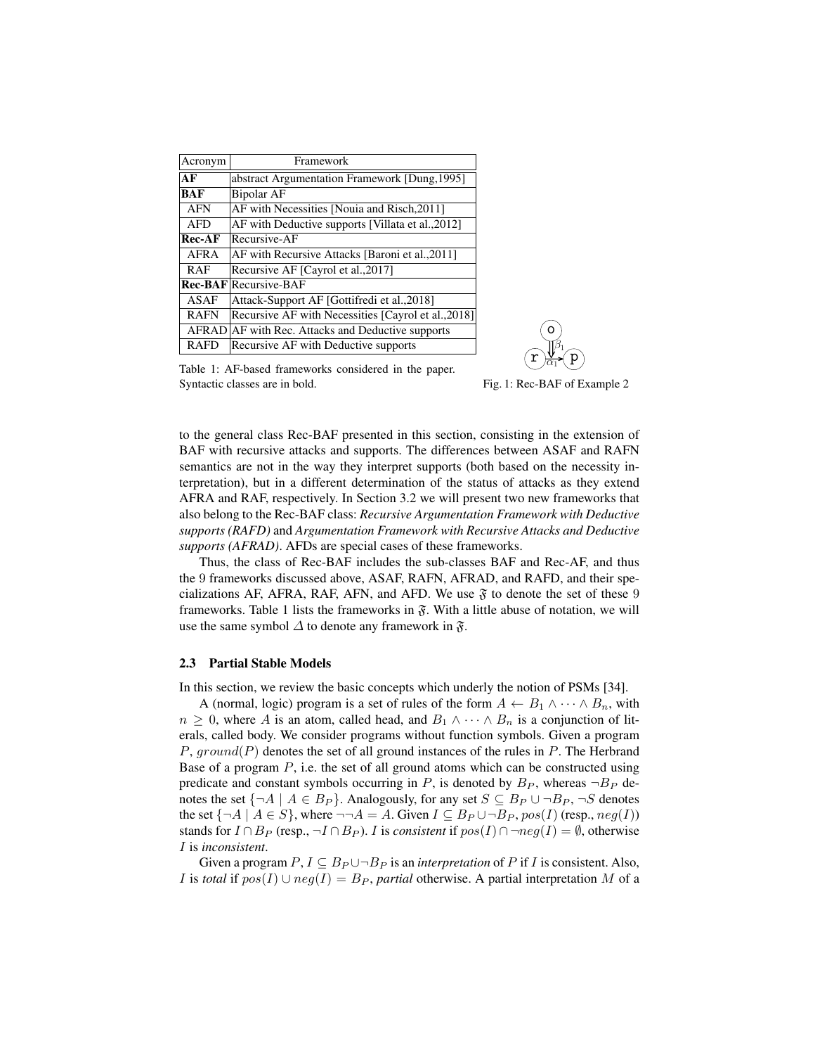| Acronym | Framework |
|---|---|
| **AF** | abstract Argumentation Framework [Dung,1995] |
| **BAF** | Bipolar AF |
| AFN | AF with Necessities [Nouia and Risch,2011] |
| AFD | AF with Deductive supports [Villata et al.,2012] |
| **Rec-AF** | Recursive-AF |
| AFRA | AF with Recursive Attacks [Baroni et al.,2011] |
| RAF | Recursive AF [Cayrol et al.,2017] |
| **Rec-BAF** | Recursive-BAF |
| ASAF | Attack-Support AF [Gottifredi et al.,2018] |
| RAFN | Recursive AF with Necessities [Cayrol et al.,2018] |
| AFRAD | AF with Rec. Attacks and Deductive supports |
| RAFD | Recursive AF with Deductive supports |

Table 1: AF-based frameworks considered in the paper. Syntactic classes are in bold.

Fig. 1: Rec-BAF of Example 2

to the general class Rec-BAF presented in this section, consisting in the extension of BAF with recursive attacks and supports. The differences between ASAF and RAFN semantics are not in the way they interpret supports (both based on the necessity interpretation), but in a different determination of the status of attacks as they extend AFRA and RAF, respectively. In Section 3.2 we will present two new frameworks that also belong to the Rec-BAF class: ***Recursive Argumentation Framework with Deductive supports (RAFD)*** and ***Argumentation Framework with Recursive Attacks and Deductive supports (AFRAD)***. AFDs are special cases of these frameworks.

Thus, the class of Rec-BAF includes the sub-classes BAF and Rec-AF, and thus the 9 frameworks discussed above, ASAF, RAFN, AFRAD, and RAFD, and their specializations AF, AFRA, RAF, AFN, and AFD. We use $\mathfrak{F}$ to denote the set of these 9 frameworks. Table 1 lists the frameworks in $\mathfrak{F}$. With a little abuse of notation, we will use the same symbol $\Delta$ to denote any framework in $\mathfrak{F}$.

### 2.3 Partial Stable Models

In this section, we review the basic concepts which underly the notion of PSMs [34].

A (normal, logic) program is a set of rules of the form $A \leftarrow B_1 \wedge \cdots \wedge B_n$, with $n \geq 0$, where $A$ is an atom, called head, and $B_1 \wedge \cdots \wedge B_n$ is a conjunction of literals, called body. We consider programs without function symbols. Given a program $P$, $ground(P)$ denotes the set of all ground instances of the rules in $P$. The Herbrand Base of a program $P$, i.e. the set of all ground atoms which can be constructed using predicate and constant symbols occurring in $P$, is denoted by $B_P$, whereas $\neg B_P$ denotes the set $\{\neg A \mid A \in B_P\}$. Analogously, for any set $S \subseteq B_P \cup \neg B_P$, $\neg S$ denotes the set $\{\neg A \mid A \in S\}$, where $\neg\neg A = A$. Given $I \subseteq B_P \cup \neg B_P$, $pos(I)$ (resp., $neg(I)$) stands for $I \cap B_P$ (resp., $\neg I \cap B_P$). $I$ is *consistent* if $pos(I) \cap \neg neg(I) = \emptyset$, otherwise $I$ is *inconsistent*.

Given a program $P$, $I \subseteq B_P \cup \neg B_P$ is an *interpretation* of $P$ if $I$ is consistent. Also, $I$ is *total* if $pos(I) \cup neg(I) = B_P$, *partial* otherwise. A partial interpretation $M$ of a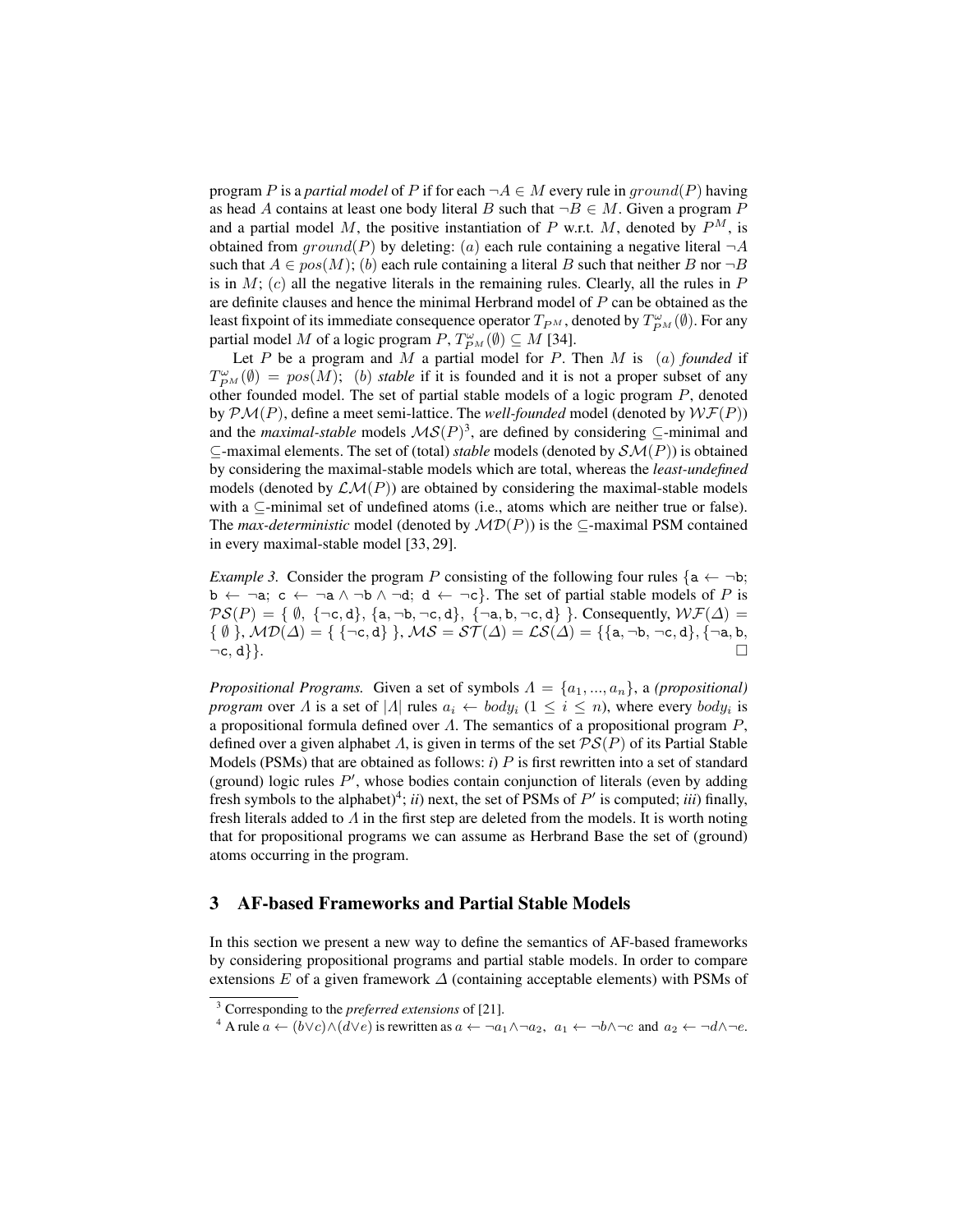program $P$ is a ***partial model*** of $P$ if for each $\neg A \in M$ every rule in $ground(P)$ having as head $A$ contains at least one body literal $B$ such that $\neg B \in M$. Given a program $P$ and a partial model $M$, the positive instantiation of $P$ w.r.t. $M$, denoted by $P^M$, is obtained from $ground(P)$ by deleting: $(a)$ each rule containing a negative literal $\neg A$ such that $A \in pos(M)$; $(b)$ each rule containing a literal $B$ such that neither $B$ nor $\neg B$ is in $M$; $(c)$ all the negative literals in the remaining rules. Clearly, all the rules in $P$ are definite clauses and hence the minimal Herbrand model of $P$ can be obtained as the least fixpoint of its immediate consequence operator $T_{P^M}$, denoted by $T^{\omega}_{P^M}(\emptyset)$. For any partial model $M$ of a logic program $P$, $T^{\omega}_{P^M}(\emptyset) \subseteq M$ [34].

Let $P$ be a program and $M$ a partial model for $P$. Then $M$ is $(a)$ *founded* if $T^{\omega}_{P^M}(\emptyset) = pos(M)$; $(b)$ *stable* if it is founded and it is not a proper subset of any other founded model. The set of partial stable models of a logic program $P$, denoted by $\mathcal{PM}(P)$, define a meet semi-lattice. The *well-founded* model (denoted by $\mathcal{WF}(P)$) and the *maximal-stable* models $\mathcal{MS}(P)$[3], are defined by considering $\subseteq$-minimal and $\subseteq$-maximal elements. The set of (total) *stable* models (denoted by $\mathcal{SM}(P)$) is obtained by considering the maximal-stable models which are total, whereas the *least-undefined* models (denoted by $\mathcal{LM}(P)$) are obtained by considering the maximal-stable models with a $\subseteq$-minimal set of undefined atoms (i.e., atoms which are neither true or false). The *max-deterministic* model (denoted by $\mathcal{MD}(P)$) is the $\subseteq$-maximal PSM contained in every maximal-stable model [33, 29].

*Example 3.* Consider the program $P$ consisting of the following four rules $\{\texttt{a} \leftarrow \neg\texttt{b};$ $\texttt{b} \leftarrow \neg\texttt{a};$ $\texttt{c} \leftarrow \neg\texttt{a} \wedge \neg\texttt{b} \wedge \neg\texttt{d};$ $\texttt{d} \leftarrow \neg\texttt{c}\}$. The set of partial stable models of $P$ is $\mathcal{PS}(P) = \{\ \emptyset,\ \{\neg\texttt{c}, \texttt{d}\},\ \{\texttt{a}, \neg\texttt{b}, \neg\texttt{c}, \texttt{d}\},\ \{\neg\texttt{a}, \texttt{b}, \neg\texttt{c}, \texttt{d}\}\ \}$. Consequently, $\mathcal{WF}(\Delta) = \{\ \emptyset\ \}$, $\mathcal{MD}(\Delta) = \{\ \{\neg\texttt{c}, \texttt{d}\}\ \}$, $\mathcal{MS} = \mathcal{ST}(\Delta) = \mathcal{LS}(\Delta) = \{\{\texttt{a}, \neg\texttt{b}, \neg\texttt{c}, \texttt{d}\}, \{\neg\texttt{a}, \texttt{b}, \neg\texttt{c}, \texttt{d}\}\}$. □

*Propositional Programs.* Given a set of symbols $\Lambda = \{a_1, ..., a_n\}$, a *(propositional) program* over $\Lambda$ is a set of $|\Lambda|$ rules $a_i \leftarrow body_i$ $(1 \leq i \leq n)$, where every $body_i$ is a propositional formula defined over $\Lambda$. The semantics of a propositional program $P$, defined over a given alphabet $\Lambda$, is given in terms of the set $\mathcal{PS}(P)$ of its Partial Stable Models (PSMs) that are obtained as follows: *i)* $P$ is first rewritten into a set of standard (ground) logic rules $P'$, whose bodies contain conjunction of literals (even by adding fresh symbols to the alphabet)[4]; *ii)* next, the set of PSMs of $P'$ is computed; *iii)* finally, fresh literals added to $\Lambda$ in the first step are deleted from the models. It is worth noting that for propositional programs we can assume as Herbrand Base the set of (ground) atoms occurring in the program.

## 3 AF-based Frameworks and Partial Stable Models

In this section we present a new way to define the semantics of AF-based frameworks by considering propositional programs and partial stable models. In order to compare extensions $E$ of a given framework $\Delta$ (containing acceptable elements) with PSMs of

---

[3] Corresponding to the *preferred extensions* of [21].

[4] A rule $a \leftarrow (b \vee c) \wedge (d \vee e)$ is rewritten as $a \leftarrow \neg a_1 \wedge \neg a_2$, $a_1 \leftarrow \neg b \wedge \neg c$ and $a_2 \leftarrow \neg d \wedge \neg e$.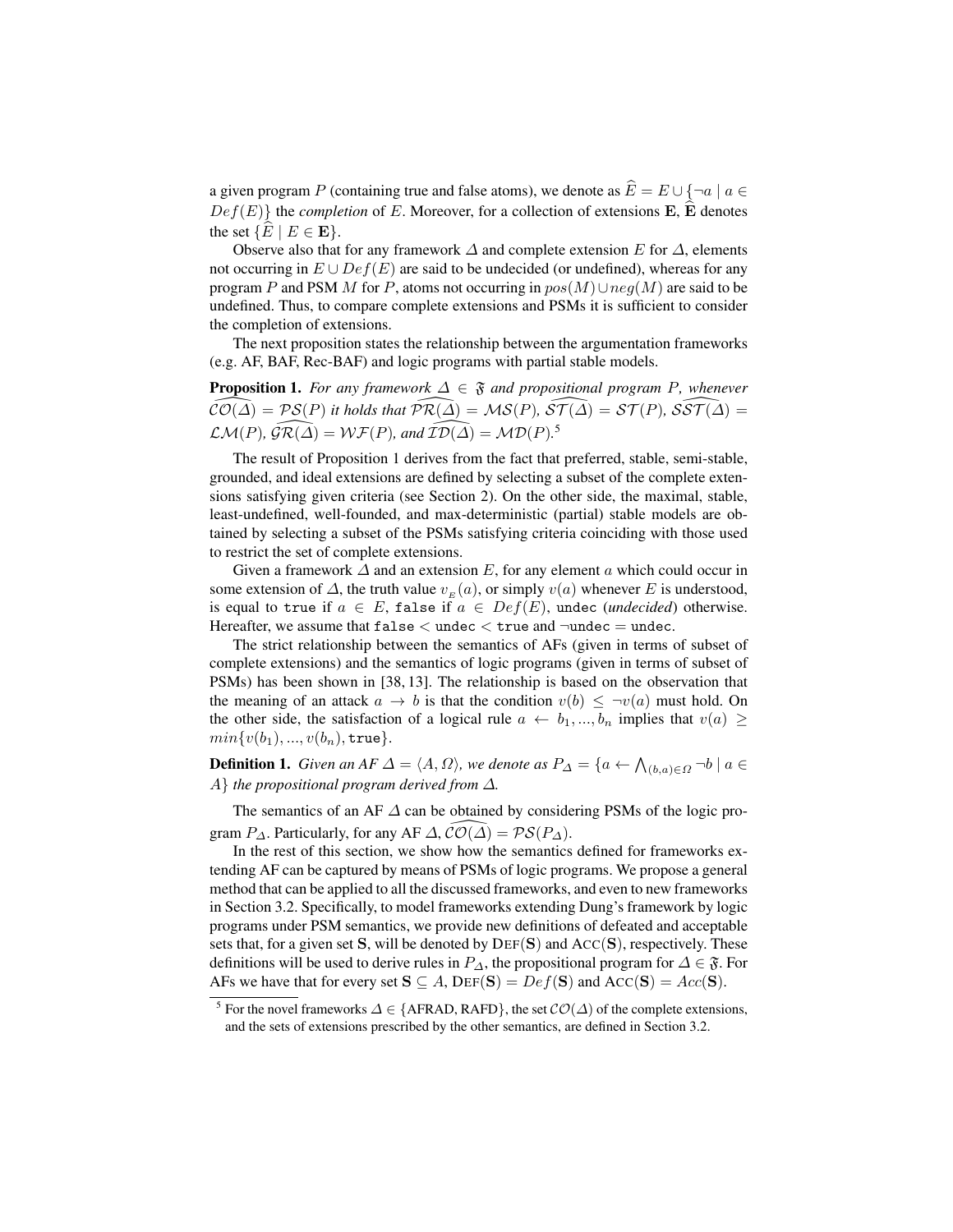a given program $P$ (containing true and false atoms), we denote as $\widehat{E} = E \cup \{\neg a \mid a \in Def(E)\}$ the *completion* of $E$. Moreover, for a collection of extensions $\mathbf{E}$, $\widehat{\mathbf{E}}$ denotes the set $\{\widehat{E} \mid E \in \mathbf{E}\}$.

Observe also that for any framework $\Delta$ and complete extension $E$ for $\Delta$, elements not occurring in $E \cup Def(E)$ are said to be undecided (or undefined), whereas for any program $P$ and PSM $M$ for $P$, atoms not occurring in $pos(M) \cup neg(M)$ are said to be undefined. Thus, to compare complete extensions and PSMs it is sufficient to consider the completion of extensions.

The next proposition states the relationship between the argumentation frameworks (e.g. AF, BAF, Rec-BAF) and logic programs with partial stable models.

**Proposition 1.** *For any framework $\Delta \in \mathfrak{F}$ and propositional program $P$, whenever $\widehat{\mathcal{CO}(\Delta)} = \mathcal{PS}(P)$ it holds that $\widehat{\mathcal{PR}(\Delta)} = \mathcal{MS}(P)$, $\widehat{\mathcal{ST}(\Delta)} = \mathcal{ST}(P)$, $\widehat{\mathcal{SST}(\Delta)} = \mathcal{LM}(P)$, $\widehat{\mathcal{GR}(\Delta)} = \mathcal{WF}(P)$, and $\widehat{\mathcal{ID}(\Delta)} = \mathcal{MD}(P)$.*[5]

The result of Proposition 1 derives from the fact that preferred, stable, semi-stable, grounded, and ideal extensions are defined by selecting a subset of the complete extensions satisfying given criteria (see Section 2). On the other side, the maximal, stable, least-undefined, well-founded, and max-deterministic (partial) stable models are obtained by selecting a subset of the PSMs satisfying criteria coinciding with those used to restrict the set of complete extensions.

Given a framework $\Delta$ and an extension $E$, for any element $a$ which could occur in some extension of $\Delta$, the truth value $v_E(a)$, or simply $v(a)$ whenever $E$ is understood, is equal to `true` if $a \in E$, `false` if $a \in Def(E)$, `undec` (*undecided*) otherwise. Hereafter, we assume that `false` < `undec` < `true` and $\neg$`undec` = `undec`.

The strict relationship between the semantics of AFs (given in terms of subset of complete extensions) and the semantics of logic programs (given in terms of subset of PSMs) has been shown in [38, 13]. The relationship is based on the observation that the meaning of an attack $a \to b$ is that the condition $v(b) \leq \neg v(a)$ must hold. On the other side, the satisfaction of a logical rule $a \leftarrow b_1, ..., b_n$ implies that $v(a) \geq min\{v(b_1), ..., v(b_n), \texttt{true}\}$.

**Definition 1.** *Given an AF $\Delta = \langle A, \Omega \rangle$, we denote as $P_\Delta = \{a \leftarrow \bigwedge_{(b,a) \in \Omega} \neg b \mid a \in A\}$ the propositional program derived from $\Delta$.*

The semantics of an AF $\Delta$ can be obtained by considering PSMs of the logic program $P_\Delta$. Particularly, for any AF $\Delta$, $\widehat{\mathcal{CO}(\Delta)} = \mathcal{PS}(P_\Delta)$.

In the rest of this section, we show how the semantics defined for frameworks extending AF can be captured by means of PSMs of logic programs. We propose a general method that can be applied to all the discussed frameworks, and even to new frameworks in Section 3.2. Specifically, to model frameworks extending Dung's framework by logic programs under PSM semantics, we provide new definitions of defeated and acceptable sets that, for a given set $\mathbf{S}$, will be denoted by $\text{DEF}(\mathbf{S})$ and $\text{ACC}(\mathbf{S})$, respectively. These definitions will be used to derive rules in $P_\Delta$, the propositional program for $\Delta \in \mathfrak{F}$. For AFs we have that for every set $\mathbf{S} \subseteq A$, $\text{DEF}(\mathbf{S}) = Def(\mathbf{S})$ and $\text{ACC}(\mathbf{S}) = Acc(\mathbf{S})$.

[5] For the novel frameworks $\Delta \in \{\text{AFRAD, RAFD}\}$, the set $\mathcal{CO}(\Delta)$ of the complete extensions, and the sets of extensions prescribed by the other semantics, are defined in Section 3.2.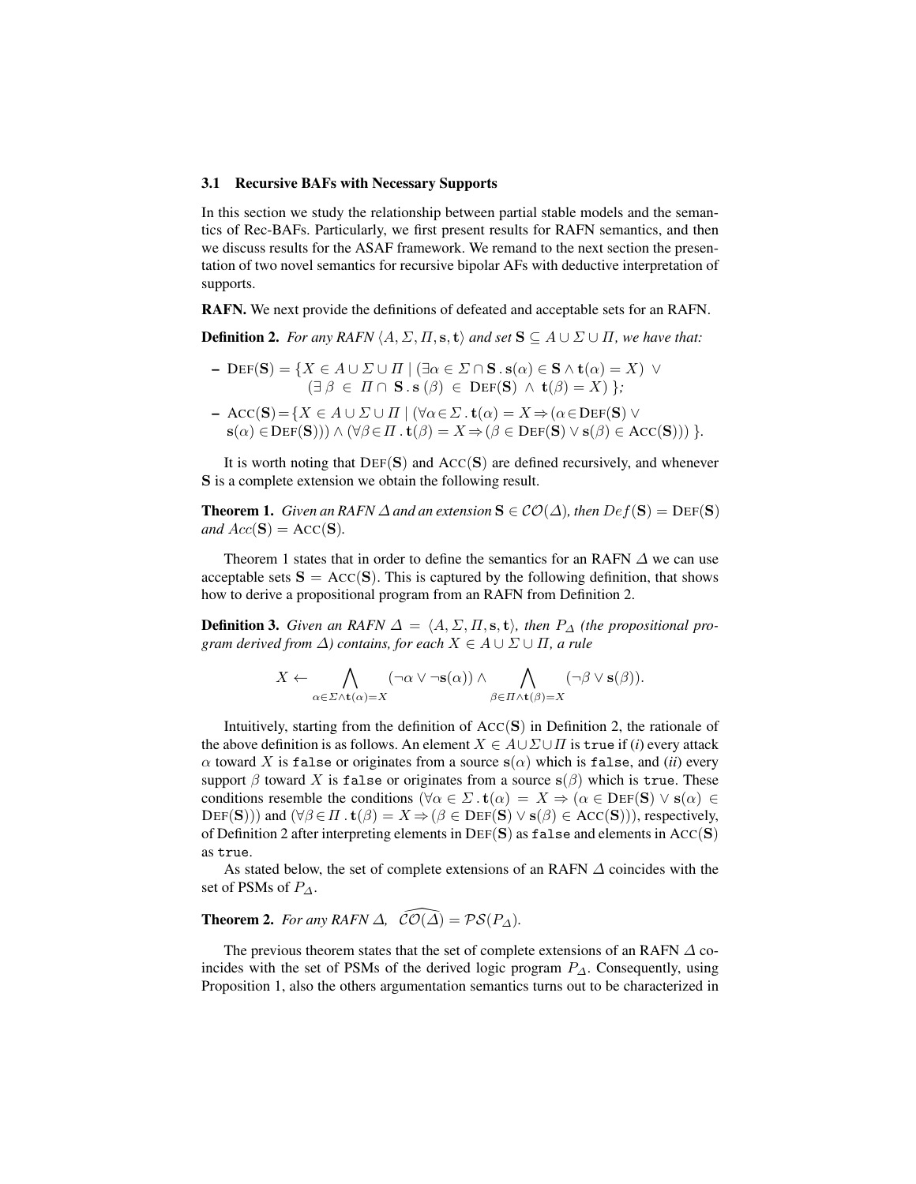### 3.1 Recursive BAFs with Necessary Supports

In this section we study the relationship between partial stable models and the semantics of Rec-BAFs. Particularly, we first present results for RAFN semantics, and then we discuss results for the ASAF framework. We remand to the next section the presentation of two novel semantics for recursive bipolar AFs with deductive interpretation of supports.

**RAFN.** We next provide the definitions of defeated and acceptable sets for an RAFN.

**Definition 2.** *For any RAFN $\langle A, \Sigma, \Pi, \mathbf{s}, \mathbf{t}\rangle$ and set $\mathbf{S} \subseteq A \cup \Sigma \cup \Pi$, we have that:*

- $\text{DEF}(\mathbf{S}) = \{X \in A \cup \Sigma \cup \Pi \mid (\exists \alpha \in \Sigma \cap \mathbf{S} \,.\, \mathbf{s}(\alpha) \in \mathbf{S} \wedge \mathbf{t}(\alpha) = X) \vee (\exists\, \beta \in \Pi \cap \mathbf{S} \,.\, \mathbf{s}(\beta) \in \text{DEF}(\mathbf{S}) \wedge \mathbf{t}(\beta) = X)\}$;
- $\text{ACC}(\mathbf{S}) = \{X \in A \cup \Sigma \cup \Pi \mid (\forall \alpha \in \Sigma \,.\, \mathbf{t}(\alpha) = X \Rightarrow (\alpha \in \text{DEF}(\mathbf{S}) \vee \mathbf{s}(\alpha) \in \text{DEF}(\mathbf{S}))) \wedge (\forall \beta \in \Pi \,.\, \mathbf{t}(\beta) = X \Rightarrow (\beta \in \text{DEF}(\mathbf{S}) \vee \mathbf{s}(\beta) \in \text{ACC}(\mathbf{S})))\}$.

It is worth noting that $\text{DEF}(\mathbf{S})$ and $\text{ACC}(\mathbf{S})$ are defined recursively, and whenever $\mathbf{S}$ is a complete extension we obtain the following result.

**Theorem 1.** *Given an RAFN $\Delta$ and an extension $\mathbf{S} \in \mathcal{CO}(\Delta)$, then $Def(\mathbf{S}) = \text{DEF}(\mathbf{S})$ and $Acc(\mathbf{S}) = \text{ACC}(\mathbf{S})$.*

Theorem 1 states that in order to define the semantics for an RAFN $\Delta$ we can use acceptable sets $\mathbf{S} = \text{ACC}(\mathbf{S})$. This is captured by the following definition, that shows how to derive a propositional program from an RAFN from Definition 2.

**Definition 3.** *Given an RAFN $\Delta = \langle A, \Sigma, \Pi, \mathbf{s}, \mathbf{t}\rangle$, then $P_\Delta$ (the propositional program derived from $\Delta$) contains, for each $X \in A \cup \Sigma \cup \Pi$, a rule*

$$X \leftarrow \bigwedge_{\alpha \in \Sigma \wedge \mathbf{t}(\alpha) = X} (\neg\alpha \vee \neg\mathbf{s}(\alpha)) \wedge \bigwedge_{\beta \in \Pi \wedge \mathbf{t}(\beta) = X} (\neg\beta \vee \mathbf{s}(\beta)).$$

Intuitively, starting from the definition of $\text{ACC}(\mathbf{S})$ in Definition 2, the rationale of the above definition is as follows. An element $X \in A \cup \Sigma \cup \Pi$ is `true` if (*i*) every attack $\alpha$ toward $X$ is `false` or originates from a source $\mathbf{s}(\alpha)$ which is `false`, and (*ii*) every support $\beta$ toward $X$ is `false` or originates from a source $\mathbf{s}(\beta)$ which is `true`. These conditions resemble the conditions $(\forall \alpha \in \Sigma \,.\, \mathbf{t}(\alpha) = X \Rightarrow (\alpha \in \text{DEF}(\mathbf{S}) \vee \mathbf{s}(\alpha) \in \text{DEF}(\mathbf{S})))$ and $(\forall \beta \in \Pi \,.\, \mathbf{t}(\beta) = X \Rightarrow (\beta \in \text{DEF}(\mathbf{S}) \vee \mathbf{s}(\beta) \in \text{ACC}(\mathbf{S})))$, respectively, of Definition 2 after interpreting elements in $\text{DEF}(\mathbf{S})$ as `false` and elements in $\text{ACC}(\mathbf{S})$ as `true`.

As stated below, the set of complete extensions of an RAFN $\Delta$ coincides with the set of PSMs of $P_\Delta$.

**Theorem 2.** *For any RAFN $\Delta$, $\widehat{\mathcal{CO}(\Delta)} = \mathcal{PS}(P_\Delta)$.*

The previous theorem states that the set of complete extensions of an RAFN $\Delta$ coincides with the set of PSMs of the derived logic program $P_\Delta$. Consequently, using Proposition 1, also the others argumentation semantics turns out to be characterized in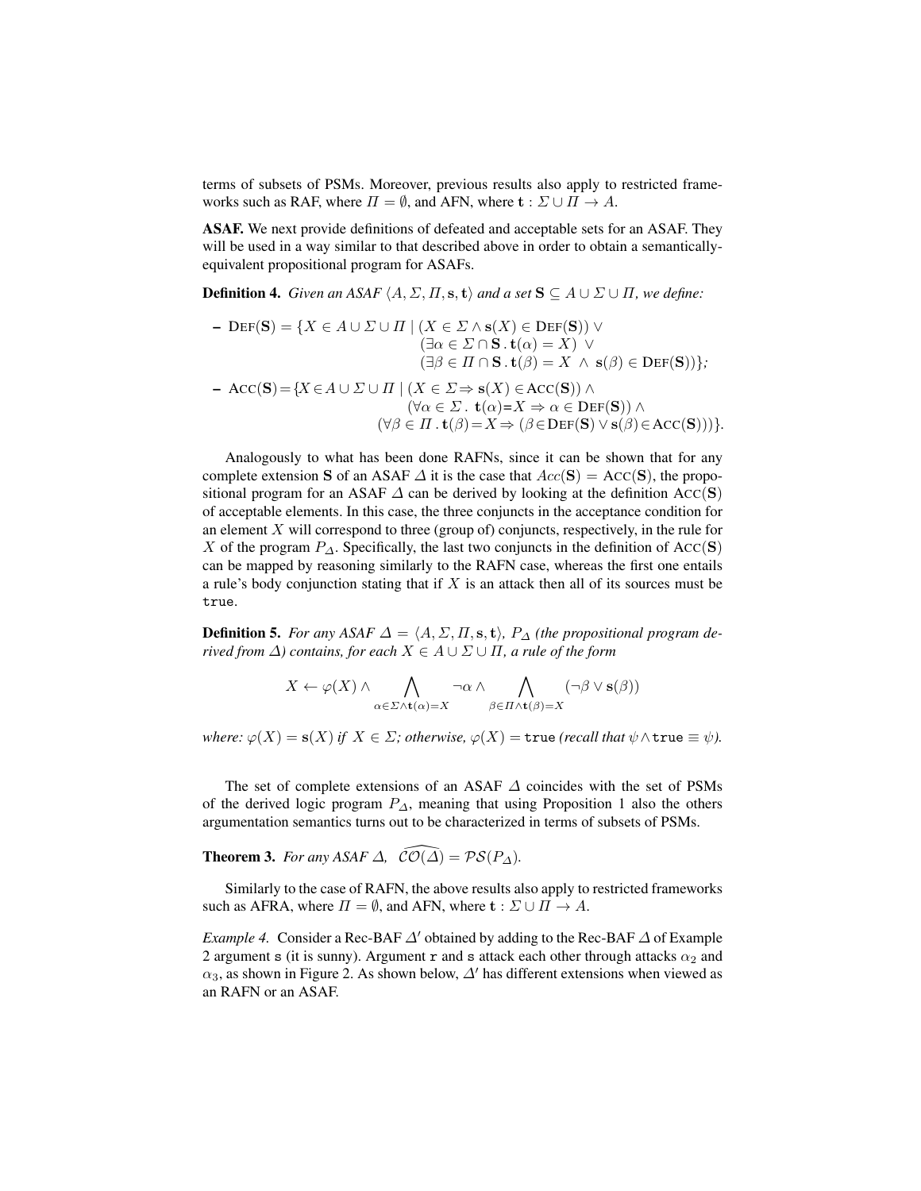terms of subsets of PSMs. Moreover, previous results also apply to restricted frameworks such as RAF, where $\Pi = \emptyset$, and AFN, where $\mathbf{t} : \Sigma \cup \Pi \to A$.

**ASAF.** We next provide definitions of defeated and acceptable sets for an ASAF. They will be used in a way similar to that described above in order to obtain a semantically-equivalent propositional program for ASAFs.

**Definition 4.** *Given an ASAF $\langle A, \Sigma, \Pi, \mathbf{s}, \mathbf{t}\rangle$ and a set $\mathbf{S} \subseteq A \cup \Sigma \cup \Pi$, we define:*

– $\textsc{Def}(\mathbf{S}) = \{X \in A \cup \Sigma \cup \Pi \mid (X \in \Sigma \wedge \mathbf{s}(X) \in \textsc{Def}(\mathbf{S})) \vee (\exists \alpha \in \Sigma \cap \mathbf{S} \,.\, \mathbf{t}(\alpha) = X) \vee (\exists \beta \in \Pi \cap \mathbf{S} \,.\, \mathbf{t}(\beta) = X \;\wedge\; \mathbf{s}(\beta) \in \textsc{Def}(\mathbf{S}))\}$;

– $\textsc{Acc}(\mathbf{S}) = \{X \in A \cup \Sigma \cup \Pi \mid (X \in \Sigma \Rightarrow \mathbf{s}(X) \in \textsc{Acc}(\mathbf{S})) \wedge (\forall \alpha \in \Sigma \,.\; \mathbf{t}(\alpha) = X \Rightarrow \alpha \in \textsc{Def}(\mathbf{S})) \wedge (\forall \beta \in \Pi \,.\, \mathbf{t}(\beta) = X \Rightarrow (\beta \in \textsc{Def}(\mathbf{S}) \vee \mathbf{s}(\beta) \in \textsc{Acc}(\mathbf{S})))\}$.

Analogously to what has been done RAFNs, since it can be shown that for any complete extension $\mathbf{S}$ of an ASAF $\Delta$ it is the case that $Acc(\mathbf{S}) = \textsc{Acc}(\mathbf{S})$, the propositional program for an ASAF $\Delta$ can be derived by looking at the definition $\textsc{Acc}(\mathbf{S})$ of acceptable elements. In this case, the three conjuncts in the acceptance condition for an element $X$ will correspond to three (group of) conjuncts, respectively, in the rule for $X$ of the program $P_\Delta$. Specifically, the last two conjuncts in the definition of $\textsc{Acc}(\mathbf{S})$ can be mapped by reasoning similarly to the RAFN case, whereas the first one entails a rule's body conjunction stating that if $X$ is an attack then all of its sources must be `true`.

**Definition 5.** *For any ASAF $\Delta = \langle A, \Sigma, \Pi, \mathbf{s}, \mathbf{t}\rangle$, $P_\Delta$ (the propositional program derived from $\Delta$) contains, for each $X \in A \cup \Sigma \cup \Pi$, a rule of the form*

$$X \leftarrow \varphi(X) \wedge \bigwedge_{\alpha \in \Sigma \wedge \mathbf{t}(\alpha) = X} \neg\alpha \wedge \bigwedge_{\beta \in \Pi \wedge \mathbf{t}(\beta) = X} (\neg\beta \vee \mathbf{s}(\beta))$$

*where: $\varphi(X) = \mathbf{s}(X)$ if $X \in \Sigma$; otherwise, $\varphi(X) = \mathtt{true}$ (recall that $\psi \wedge \mathtt{true} \equiv \psi$).*

The set of complete extensions of an ASAF $\Delta$ coincides with the set of PSMs of the derived logic program $P_\Delta$, meaning that using Proposition 1 also the others argumentation semantics turns out to be characterized in terms of subsets of PSMs.

**Theorem 3.** *For any ASAF $\Delta$, $\widehat{\mathcal{CO}(\Delta)} = \mathcal{PS}(P_\Delta)$.*

Similarly to the case of RAFN, the above results also apply to restricted frameworks such as AFRA, where $\Pi = \emptyset$, and AFN, where $\mathbf{t} : \Sigma \cup \Pi \to A$.

*Example 4.* Consider a Rec-BAF $\Delta'$ obtained by adding to the Rec-BAF $\Delta$ of Example 2 argument `s` (it is sunny). Argument `r` and `s` attack each other through attacks $\alpha_2$ and $\alpha_3$, as shown in Figure 2. As shown below, $\Delta'$ has different extensions when viewed as an RAFN or an ASAF.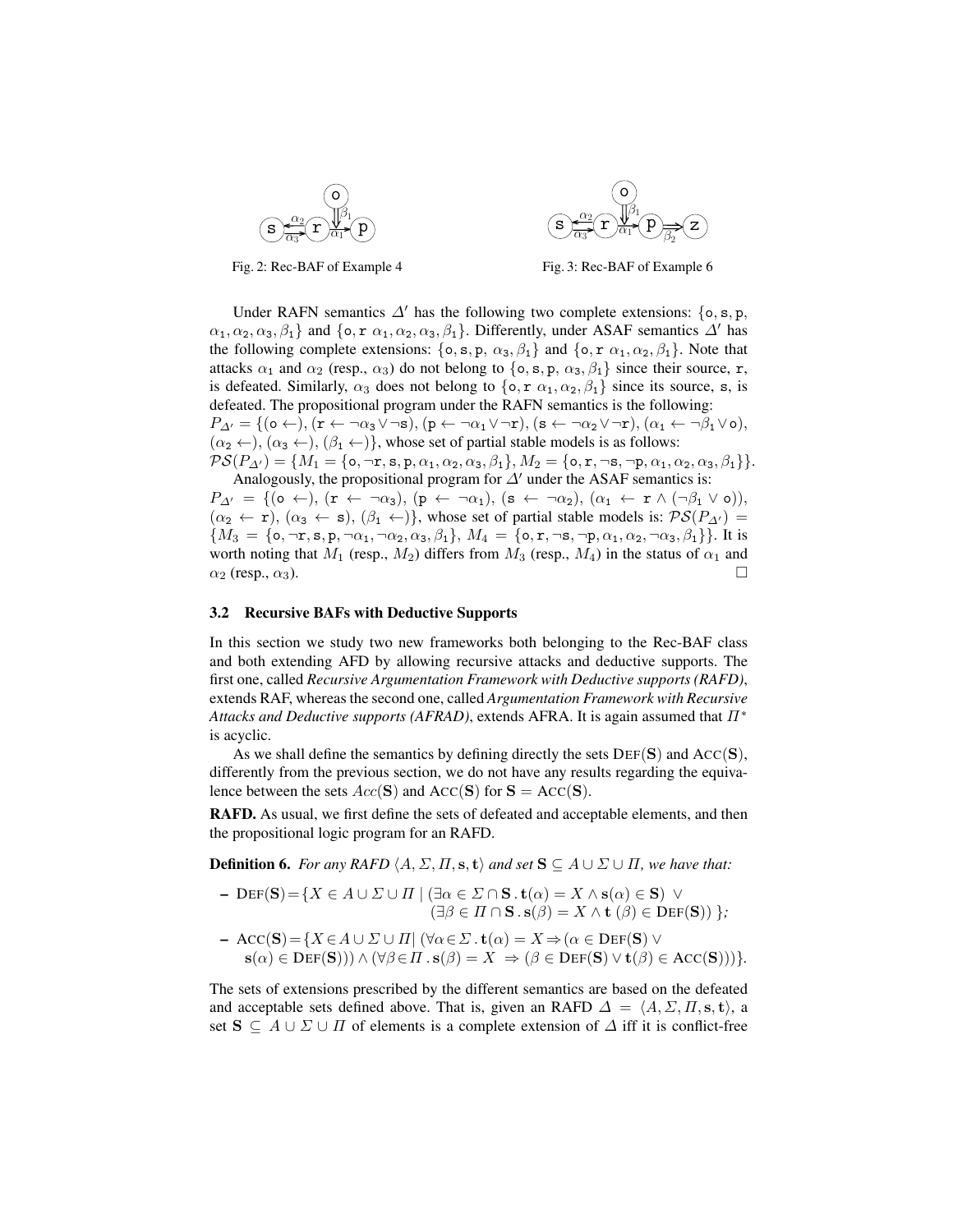Fig. 2: Rec-BAF of Example 4

Fig. 3: Rec-BAF of Example 6

Under RAFN semantics $\Delta'$ has the following two complete extensions: $\{\texttt{o}, \texttt{s}, \texttt{p}, \alpha_1, \alpha_2, \alpha_3, \beta_1\}$ and $\{\texttt{o}, \texttt{r}\ \alpha_1, \alpha_2, \alpha_3, \beta_1\}$. Differently, under ASAF semantics $\Delta'$ has the following complete extensions: $\{\texttt{o}, \texttt{s}, \texttt{p}, \alpha_3, \beta_1\}$ and $\{\texttt{o}, \texttt{r}\ \alpha_1, \alpha_2, \beta_1\}$. Note that attacks $\alpha_1$ and $\alpha_2$ (resp., $\alpha_3$) do not belong to $\{\texttt{o}, \texttt{s}, \texttt{p}, \alpha_3, \beta_1\}$ since their source, $\texttt{r}$, is defeated. Similarly, $\alpha_3$ does not belong to $\{\texttt{o}, \texttt{r}\ \alpha_1, \alpha_2, \beta_1\}$ since its source, $\texttt{s}$, is defeated. The propositional program under the RAFN semantics is the following:
$P_{\Delta'} = \{(\texttt{o} \leftarrow), (\texttt{r} \leftarrow \neg\alpha_3 \vee \neg\texttt{s}), (\texttt{p} \leftarrow \neg\alpha_1 \vee \neg\texttt{r}), (\texttt{s} \leftarrow \neg\alpha_2 \vee \neg\texttt{r}), (\alpha_1 \leftarrow \neg\beta_1 \vee \texttt{o}),$ $(\alpha_2 \leftarrow), (\alpha_3 \leftarrow), (\beta_1 \leftarrow)\}$, whose set of partial stable models is as follows:
$\mathcal{PS}(P_{\Delta'}) = \{M_1 = \{\texttt{o}, \neg\texttt{r}, \texttt{s}, \texttt{p}, \alpha_1, \alpha_2, \alpha_3, \beta_1\}, M_2 = \{\texttt{o}, \texttt{r}, \neg\texttt{s}, \neg\texttt{p}, \alpha_1, \alpha_2, \alpha_3, \beta_1\}\}$.

Analogously, the propositional program for $\Delta'$ under the ASAF semantics is:
$P_{\Delta'} = \{(\texttt{o} \leftarrow), (\texttt{r} \leftarrow \neg\alpha_3), (\texttt{p} \leftarrow \neg\alpha_1), (\texttt{s} \leftarrow \neg\alpha_2), (\alpha_1 \leftarrow \texttt{r} \wedge (\neg\beta_1 \vee \texttt{o})),$ $(\alpha_2 \leftarrow \texttt{r}), (\alpha_3 \leftarrow \texttt{s}), (\beta_1 \leftarrow)\}$, whose set of partial stable models is: $\mathcal{PS}(P_{\Delta'}) = \{M_3 = \{\texttt{o}, \neg\texttt{r}, \texttt{s}, \texttt{p}, \neg\alpha_1, \neg\alpha_2, \alpha_3, \beta_1\}, M_4 = \{\texttt{o}, \texttt{r}, \neg\texttt{s}, \neg\texttt{p}, \alpha_1, \alpha_2, \neg\alpha_3, \beta_1\}\}$. It is worth noting that $M_1$ (resp., $M_2$) differs from $M_3$ (resp., $M_4$) in the status of $\alpha_1$ and $\alpha_2$ (resp., $\alpha_3$). □

### 3.2 Recursive BAFs with Deductive Supports

In this section we study two new frameworks both belonging to the Rec-BAF class and both extending AFD by allowing recursive attacks and deductive supports. The first one, called *Recursive Argumentation Framework with Deductive supports (RAFD)*, extends RAF, whereas the second one, called *Argumentation Framework with Recursive Attacks and Deductive supports (AFRAD)*, extends AFRA. It is again assumed that $\Pi^*$ is acyclic.

As we shall define the semantics by defining directly the sets $\text{DEF}(\mathbf{S})$ and $\text{ACC}(\mathbf{S})$, differently from the previous section, we do not have any results regarding the equivalence between the sets $Acc(\mathbf{S})$ and $\text{ACC}(\mathbf{S})$ for $\mathbf{S} = \text{ACC}(\mathbf{S})$.

**RAFD.** As usual, we first define the sets of defeated and acceptable elements, and then the propositional logic program for an RAFD.

**Definition 6.** *For any RAFD $\langle A, \Sigma, \Pi, \mathbf{s}, \mathbf{t}\rangle$ and set $\mathbf{S} \subseteq A \cup \Sigma \cup \Pi$, we have that:*

- $\text{DEF}(\mathbf{S}) = \{X \in A \cup \Sigma \cup \Pi \mid (\exists \alpha \in \Sigma \cap \mathbf{S} \,.\, \mathbf{t}(\alpha) = X \wedge \mathbf{s}(\alpha) \in \mathbf{S}) \ \vee$ $(\exists \beta \in \Pi \cap \mathbf{S} \,.\, \mathbf{s}(\beta) = X \wedge \mathbf{t}\ (\beta) \in \text{DEF}(\mathbf{S}))\ \}$*;*
- $\text{ACC}(\mathbf{S}) = \{X \in A \cup \Sigma \cup \Pi \mid (\forall \alpha \in \Sigma \,.\, \mathbf{t}(\alpha) = X \Rightarrow (\alpha \in \text{DEF}(\mathbf{S}) \ \vee$ $\mathbf{s}(\alpha) \in \text{DEF}(\mathbf{S}))) \wedge (\forall \beta \in \Pi \,.\, \mathbf{s}(\beta) = X \ \Rightarrow (\beta \in \text{DEF}(\mathbf{S}) \vee \mathbf{t}(\beta) \in \text{ACC}(\mathbf{S})))\}$.

The sets of extensions prescribed by the different semantics are based on the defeated and acceptable sets defined above. That is, given an RAFD $\Delta = \langle A, \Sigma, \Pi, \mathbf{s}, \mathbf{t}\rangle$, a set $\mathbf{S} \subseteq A \cup \Sigma \cup \Pi$ of elements is a complete extension of $\Delta$ iff it is conflict-free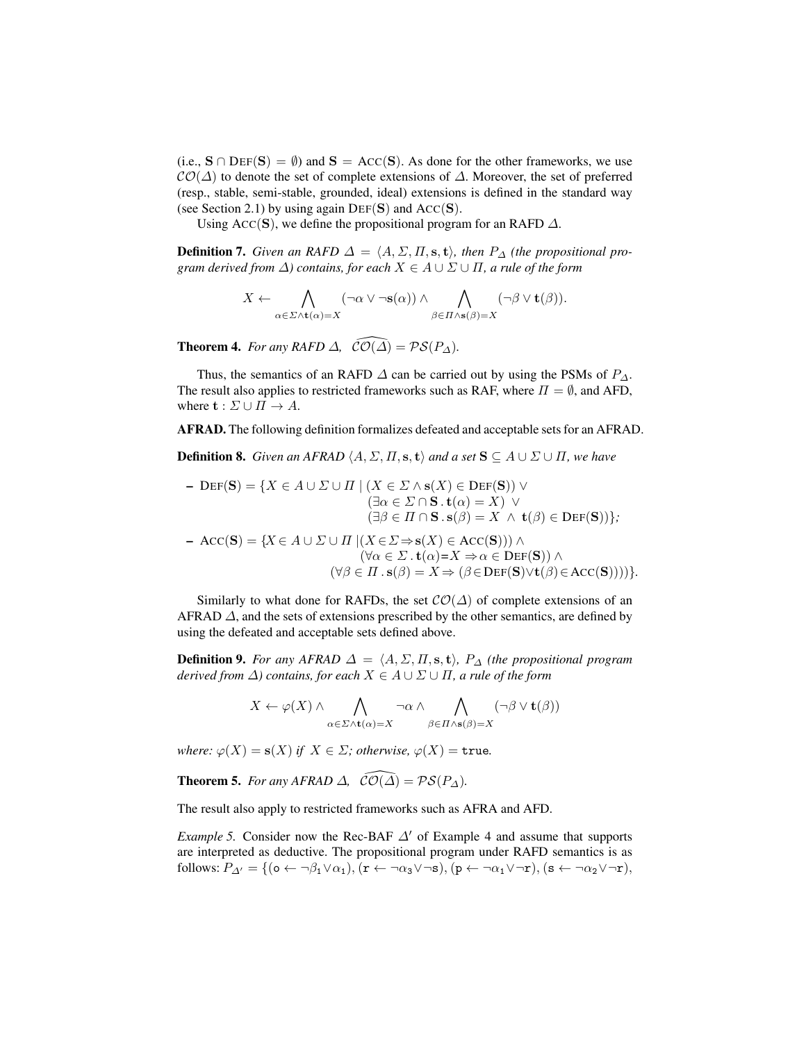(i.e., $\mathbf{S} \cap \text{DEF}(\mathbf{S}) = \emptyset$) and $\mathbf{S} = \text{ACC}(\mathbf{S})$. As done for the other frameworks, we use $\mathcal{CO}(\Delta)$ to denote the set of complete extensions of $\Delta$. Moreover, the set of preferred (resp., stable, semi-stable, grounded, ideal) extensions is defined in the standard way (see Section 2.1) by using again $\text{DEF}(\mathbf{S})$ and $\text{ACC}(\mathbf{S})$.

Using $\text{ACC}(\mathbf{S})$, we define the propositional program for an RAFD $\Delta$.

**Definition 7.** *Given an RAFD $\Delta = \langle A, \Sigma, \Pi, \mathbf{s}, \mathbf{t} \rangle$, then $P_\Delta$ (the propositional program derived from $\Delta$) contains, for each $X \in A \cup \Sigma \cup \Pi$, a rule of the form*

$$X \leftarrow \bigwedge_{\alpha \in \Sigma \wedge \mathbf{t}(\alpha)=X} (\neg\alpha \vee \neg\mathbf{s}(\alpha)) \wedge \bigwedge_{\beta \in \Pi \wedge \mathbf{s}(\beta)=X} (\neg\beta \vee \mathbf{t}(\beta)).$$

**Theorem 4.** *For any RAFD $\Delta$, $\widehat{\mathcal{CO}(\Delta)} = \mathcal{PS}(P_\Delta)$.*

Thus, the semantics of an RAFD $\Delta$ can be carried out by using the PSMs of $P_\Delta$. The result also applies to restricted frameworks such as RAF, where $\Pi = \emptyset$, and AFD, where $\mathbf{t} : \Sigma \cup \Pi \to A$.

**AFRAD.** The following definition formalizes defeated and acceptable sets for an AFRAD.

**Definition 8.** *Given an AFRAD $\langle A, \Sigma, \Pi, \mathbf{s}, \mathbf{t} \rangle$ and a set $\mathbf{S} \subseteq A \cup \Sigma \cup \Pi$, we have*

- $\text{DEF}(\mathbf{S}) = \{X \in A \cup \Sigma \cup \Pi \mid (X \in \Sigma \wedge \mathbf{s}(X) \in \text{DEF}(\mathbf{S})) \vee (\exists \alpha \in \Sigma \cap \mathbf{S} \,.\, \mathbf{t}(\alpha) = X) \vee (\exists \beta \in \Pi \cap \mathbf{S} \,.\, \mathbf{s}(\beta) = X \wedge \mathbf{t}(\beta) \in \text{DEF}(\mathbf{S}))\}$;
- $\text{ACC}(\mathbf{S}) = \{X \in A \cup \Sigma \cup \Pi \mid (X \in \Sigma \Rightarrow \mathbf{s}(X) \in \text{ACC}(\mathbf{S}))) \wedge (\forall \alpha \in \Sigma \,.\, \mathbf{t}(\alpha) = X \Rightarrow \alpha \in \text{DEF}(\mathbf{S})) \wedge (\forall \beta \in \Pi \,.\, \mathbf{s}(\beta) = X \Rightarrow (\beta \in \text{DEF}(\mathbf{S}) \vee \mathbf{t}(\beta) \in \text{ACC}(\mathbf{S}))))\}$.

Similarly to what done for RAFDs, the set $\mathcal{CO}(\Delta)$ of complete extensions of an AFRAD $\Delta$, and the sets of extensions prescribed by the other semantics, are defined by using the defeated and acceptable sets defined above.

**Definition 9.** *For any AFRAD $\Delta = \langle A, \Sigma, \Pi, \mathbf{s}, \mathbf{t} \rangle$, $P_\Delta$ (the propositional program derived from $\Delta$) contains, for each $X \in A \cup \Sigma \cup \Pi$, a rule of the form*

$$X \leftarrow \varphi(X) \wedge \bigwedge_{\alpha \in \Sigma \wedge \mathbf{t}(\alpha)=X} \neg\alpha \wedge \bigwedge_{\beta \in \Pi \wedge \mathbf{s}(\beta)=X} (\neg\beta \vee \mathbf{t}(\beta))$$

*where: $\varphi(X) = \mathbf{s}(X)$ if $X \in \Sigma$; otherwise, $\varphi(X) = \texttt{true}$.*

**Theorem 5.** *For any AFRAD $\Delta$, $\widehat{\mathcal{CO}(\Delta)} = \mathcal{PS}(P_\Delta)$.*

The result also apply to restricted frameworks such as AFRA and AFD.

*Example 5.* Consider now the Rec-BAF $\Delta'$ of Example 4 and assume that supports are interpreted as deductive. The propositional program under RAFD semantics is as follows: $P_{\Delta'} = \{(\texttt{o} \leftarrow \neg\beta_1 \vee \alpha_1), (\texttt{r} \leftarrow \neg\alpha_3 \vee \neg\texttt{s}), (\texttt{p} \leftarrow \neg\alpha_1 \vee \neg\texttt{r}), (\texttt{s} \leftarrow \neg\alpha_2 \vee \neg\texttt{r}),$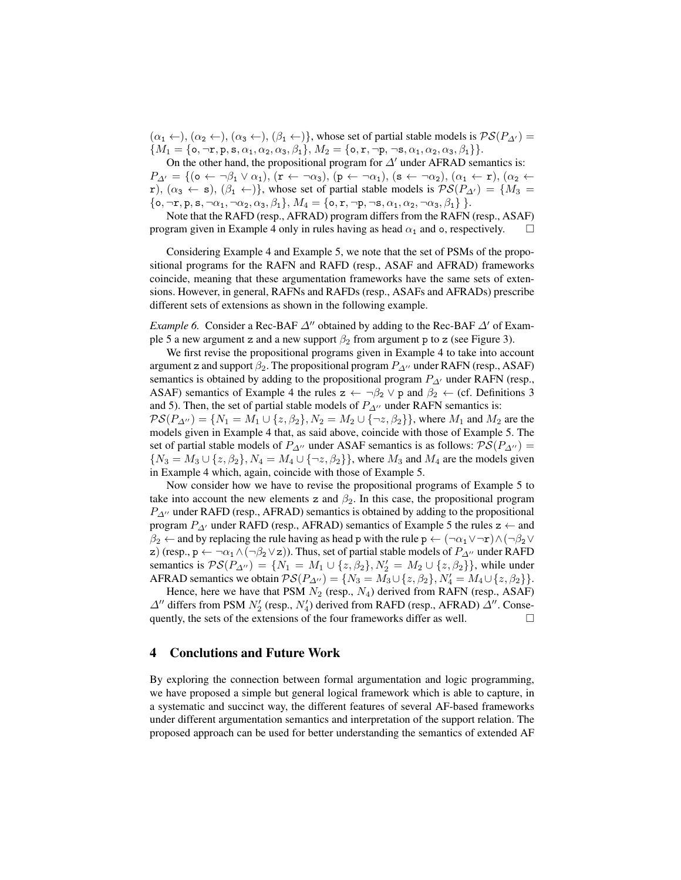$(\alpha_1 \leftarrow)$, $(\alpha_2 \leftarrow)$, $(\alpha_3 \leftarrow)$, $(\beta_1 \leftarrow)\}$, whose set of partial stable models is $\mathcal{PS}(P_{\Delta'}) = \{M_1 = \{\mathtt{o}, \neg\mathtt{r}, \mathtt{p}, \mathtt{s}, \alpha_1, \alpha_2, \alpha_3, \beta_1\}, M_2 = \{\mathtt{o}, \mathtt{r}, \neg\mathtt{p}, \neg\mathtt{s}, \alpha_1, \alpha_2, \alpha_3, \beta_1\}\}$.

On the other hand, the propositional program for $\Delta'$ under AFRAD semantics is: $P_{\Delta'} = \{(\mathtt{o} \leftarrow \neg\beta_1 \vee \alpha_1)$, $(\mathtt{r} \leftarrow \neg\alpha_3)$, $(\mathtt{p} \leftarrow \neg\alpha_1)$, $(\mathtt{s} \leftarrow \neg\alpha_2)$, $(\alpha_1 \leftarrow \mathtt{r})$, $(\alpha_2 \leftarrow \mathtt{r})$, $(\alpha_3 \leftarrow \mathtt{s})$, $(\beta_1 \leftarrow)\}$, whose set of partial stable models is $\mathcal{PS}(P_{\Delta'}) = \{M_3 = \{\mathtt{o}, \neg\mathtt{r}, \mathtt{p}, \mathtt{s}, \neg\alpha_1, \neg\alpha_2, \alpha_3, \beta_1\}, M_4 = \{\mathtt{o}, \mathtt{r}, \neg\mathtt{p}, \neg\mathtt{s}, \alpha_1, \alpha_2, \neg\alpha_3, \beta_1\}\}$.

Note that the RAFD (resp., AFRAD) program differs from the RAFN (resp., ASAF) program given in Example 4 only in rules having as head $\alpha_1$ and $\mathtt{o}$, respectively. □

Considering Example 4 and Example 5, we note that the set of PSMs of the propositional programs for the RAFN and RAFD (resp., ASAF and AFRAD) frameworks coincide, meaning that these argumentation frameworks have the same sets of extensions. However, in general, RAFNs and RAFDs (resp., ASAFs and AFRADs) prescribe different sets of extensions as shown in the following example.

*Example 6.* Consider a Rec-BAF $\Delta''$ obtained by adding to the Rec-BAF $\Delta'$ of Example 5 a new argument $\mathtt{z}$ and a new support $\beta_2$ from argument $\mathtt{p}$ to $\mathtt{z}$ (see Figure 3).

We first revise the propositional programs given in Example 4 to take into account argument $\mathtt{z}$ and support $\beta_2$. The propositional program $P_{\Delta''}$ under RAFN (resp., ASAF) semantics is obtained by adding to the propositional program $P_{\Delta'}$ under RAFN (resp., ASAF) semantics of Example 4 the rules $\mathtt{z} \leftarrow \neg\beta_2 \vee \mathtt{p}$ and $\beta_2 \leftarrow$ (cf. Definitions 3 and 5). Then, the set of partial stable models of $P_{\Delta''}$ under RAFN semantics is: $\mathcal{PS}(P_{\Delta''}) = \{N_1 = M_1 \cup \{z, \beta_2\}, N_2 = M_2 \cup \{\neg z, \beta_2\}\}$, where $M_1$ and $M_2$ are the models given in Example 4 that, as said above, coincide with those of Example 5. The set of partial stable models of $P_{\Delta''}$ under ASAF semantics is as follows: $\mathcal{PS}(P_{\Delta''}) = \{N_3 = M_3 \cup \{z, \beta_2\}, N_4 = M_4 \cup \{\neg z, \beta_2\}\}$, where $M_3$ and $M_4$ are the models given in Example 4 which, again, coincide with those of Example 5.

Now consider how we have to revise the propositional programs of Example 5 to take into account the new elements $\mathtt{z}$ and $\beta_2$. In this case, the propositional program $P_{\Delta''}$ under RAFD (resp., AFRAD) semantics is obtained by adding to the propositional program $P_{\Delta'}$ under RAFD (resp., AFRAD) semantics of Example 5 the rules $\mathtt{z} \leftarrow$ and $\beta_2 \leftarrow$ and by replacing the rule having as head $\mathtt{p}$ with the rule $\mathtt{p} \leftarrow (\neg\alpha_1 \vee \neg\mathtt{r}) \wedge (\neg\beta_2 \vee \mathtt{z})$ (resp., $\mathtt{p} \leftarrow \neg\alpha_1 \wedge (\neg\beta_2 \vee \mathtt{z})$). Thus, set of partial stable models of $P_{\Delta''}$ under RAFD semantics is $\mathcal{PS}(P_{\Delta''}) = \{N_1 = M_1 \cup \{z, \beta_2\}, N_2' = M_2 \cup \{z, \beta_2\}\}$, while under AFRAD semantics we obtain $\mathcal{PS}(P_{\Delta''}) = \{N_3 = M_3 \cup \{z, \beta_2\}, N_4' = M_4 \cup \{z, \beta_2\}\}$.

Hence, here we have that PSM $N_2$ (resp., $N_4$) derived from RAFN (resp., ASAF) $\Delta''$ differs from PSM $N_2'$ (resp., $N_4'$) derived from RAFD (resp., AFRAD) $\Delta''$. Consequently, the sets of the extensions of the four frameworks differ as well. □

## 4 Conclusions and Future Work

By exploring the connection between formal argumentation and logic programming, we have proposed a simple but general logical framework which is able to capture, in a systematic and succinct way, the different features of several AF-based frameworks under different argumentation semantics and interpretation of the support relation. The proposed approach can be used for better understanding the semantics of extended AF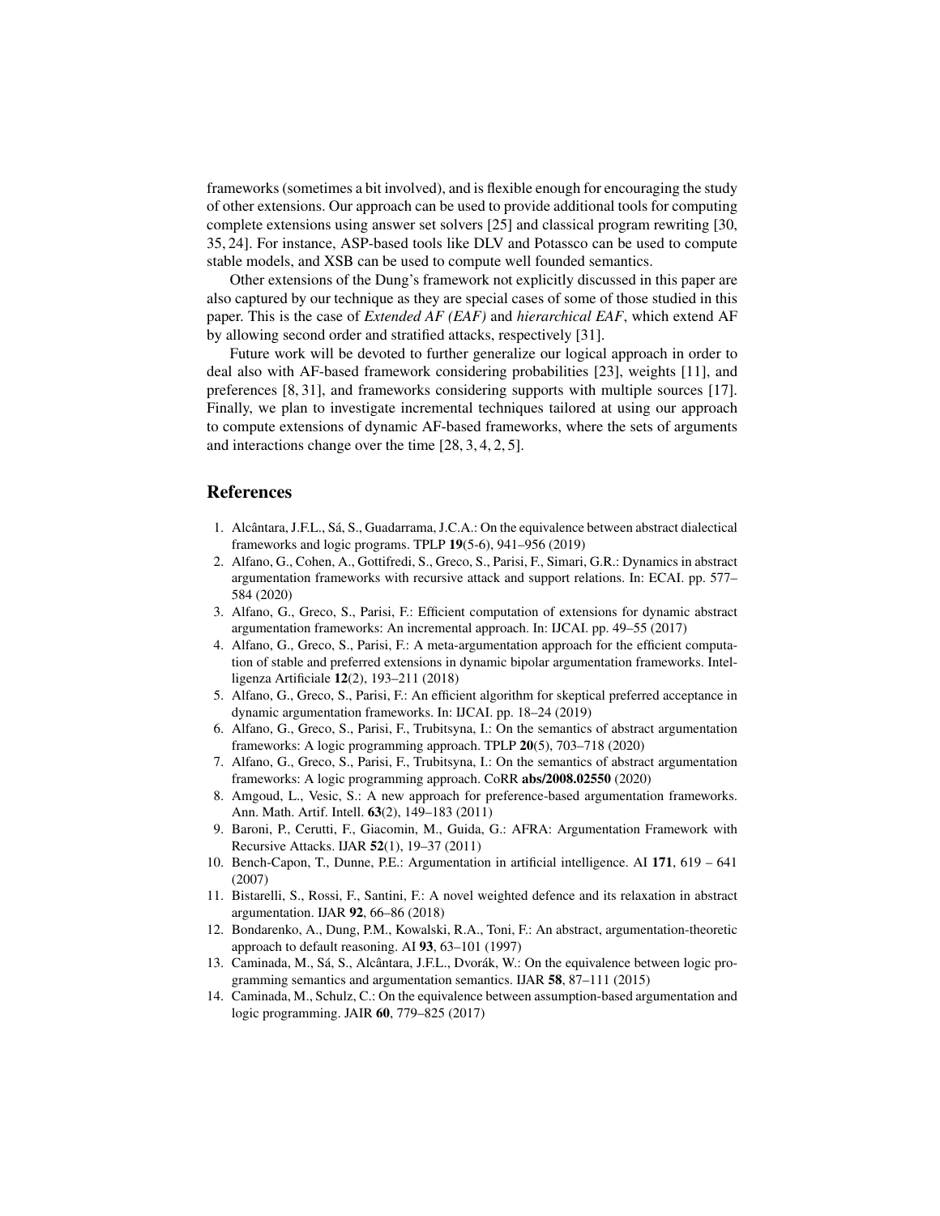frameworks (sometimes a bit involved), and is flexible enough for encouraging the study of other extensions. Our approach can be used to provide additional tools for computing complete extensions using answer set solvers [25] and classical program rewriting [30, 35, 24]. For instance, ASP-based tools like DLV and Potassco can be used to compute stable models, and XSB can be used to compute well founded semantics.

Other extensions of the Dung's framework not explicitly discussed in this paper are also captured by our technique as they are special cases of some of those studied in this paper. This is the case of *Extended AF (EAF)* and *hierarchical EAF*, which extend AF by allowing second order and stratified attacks, respectively [31].

Future work will be devoted to further generalize our logical approach in order to deal also with AF-based framework considering probabilities [23], weights [11], and preferences [8, 31], and frameworks considering supports with multiple sources [17]. Finally, we plan to investigate incremental techniques tailored at using our approach to compute extensions of dynamic AF-based frameworks, where the sets of arguments and interactions change over the time [28, 3, 4, 2, 5].

## References

1. Alcântara, J.F.L., Sá, S., Guadarrama, J.C.A.: On the equivalence between abstract dialectical frameworks and logic programs. TPLP **19**(5-6), 941–956 (2019)
2. Alfano, G., Cohen, A., Gottifredi, S., Greco, S., Parisi, F., Simari, G.R.: Dynamics in abstract argumentation frameworks with recursive attack and support relations. In: ECAI. pp. 577–584 (2020)
3. Alfano, G., Greco, S., Parisi, F.: Efficient computation of extensions for dynamic abstract argumentation frameworks: An incremental approach. In: IJCAI. pp. 49–55 (2017)
4. Alfano, G., Greco, S., Parisi, F.: A meta-argumentation approach for the efficient computation of stable and preferred extensions in dynamic bipolar argumentation frameworks. Intelligenza Artificiale **12**(2), 193–211 (2018)
5. Alfano, G., Greco, S., Parisi, F.: An efficient algorithm for skeptical preferred acceptance in dynamic argumentation frameworks. In: IJCAI. pp. 18–24 (2019)
6. Alfano, G., Greco, S., Parisi, F., Trubitsyna, I.: On the semantics of abstract argumentation frameworks: A logic programming approach. TPLP **20**(5), 703–718 (2020)
7. Alfano, G., Greco, S., Parisi, F., Trubitsyna, I.: On the semantics of abstract argumentation frameworks: A logic programming approach. CoRR **abs/2008.02550** (2020)
8. Amgoud, L., Vesic, S.: A new approach for preference-based argumentation frameworks. Ann. Math. Artif. Intell. **63**(2), 149–183 (2011)
9. Baroni, P., Cerutti, F., Giacomin, M., Guida, G.: AFRA: Argumentation Framework with Recursive Attacks. IJAR **52**(1), 19–37 (2011)
10. Bench-Capon, T., Dunne, P.E.: Argumentation in artificial intelligence. AI **171**, 619 – 641 (2007)
11. Bistarelli, S., Rossi, F., Santini, F.: A novel weighted defence and its relaxation in abstract argumentation. IJAR **92**, 66–86 (2018)
12. Bondarenko, A., Dung, P.M., Kowalski, R.A., Toni, F.: An abstract, argumentation-theoretic approach to default reasoning. AI **93**, 63–101 (1997)
13. Caminada, M., Sá, S., Alcântara, J.F.L., Dvorák, W.: On the equivalence between logic programming semantics and argumentation semantics. IJAR **58**, 87–111 (2015)
14. Caminada, M., Schulz, C.: On the equivalence between assumption-based argumentation and logic programming. JAIR **60**, 779–825 (2017)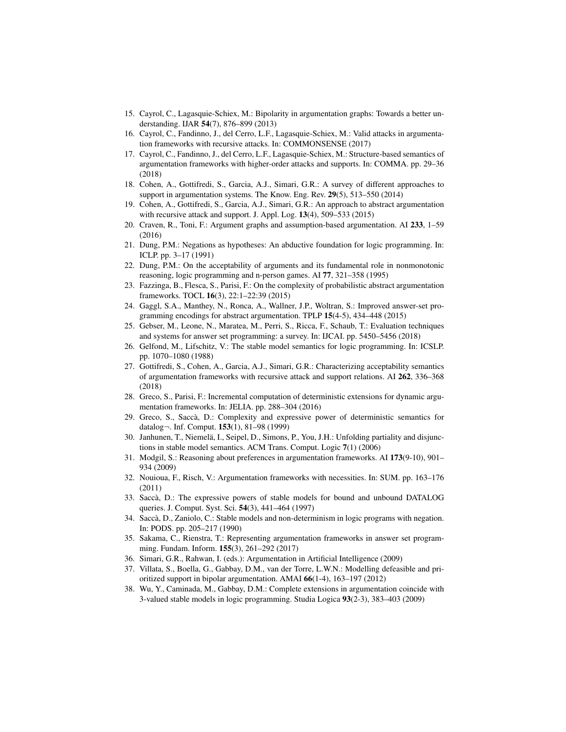15. Cayrol, C., Lagasquie-Schiex, M.: Bipolarity in argumentation graphs: Towards a better understanding. IJAR **54**(7), 876–899 (2013)
16. Cayrol, C., Fandinno, J., del Cerro, L.F., Lagasquie-Schiex, M.: Valid attacks in argumentation frameworks with recursive attacks. In: COMMONSENSE (2017)
17. Cayrol, C., Fandinno, J., del Cerro, L.F., Lagasquie-Schiex, M.: Structure-based semantics of argumentation frameworks with higher-order attacks and supports. In: COMMA. pp. 29–36 (2018)
18. Cohen, A., Gottifredi, S., Garcia, A.J., Simari, G.R.: A survey of different approaches to support in argumentation systems. The Know. Eng. Rev. **29**(5), 513–550 (2014)
19. Cohen, A., Gottifredi, S., Garcia, A.J., Simari, G.R.: An approach to abstract argumentation with recursive attack and support. J. Appl. Log. **13**(4), 509–533 (2015)
20. Craven, R., Toni, F.: Argument graphs and assumption-based argumentation. AI **233**, 1–59 (2016)
21. Dung, P.M.: Negations as hypotheses: An abductive foundation for logic programming. In: ICLP. pp. 3–17 (1991)
22. Dung, P.M.: On the acceptability of arguments and its fundamental role in nonmonotonic reasoning, logic programming and n-person games. AI **77**, 321–358 (1995)
23. Fazzinga, B., Flesca, S., Parisi, F.: On the complexity of probabilistic abstract argumentation frameworks. TOCL **16**(3), 22:1–22:39 (2015)
24. Gaggl, S.A., Manthey, N., Ronca, A., Wallner, J.P., Woltran, S.: Improved answer-set programming encodings for abstract argumentation. TPLP **15**(4-5), 434–448 (2015)
25. Gebser, M., Leone, N., Maratea, M., Perri, S., Ricca, F., Schaub, T.: Evaluation techniques and systems for answer set programming: a survey. In: IJCAI. pp. 5450–5456 (2018)
26. Gelfond, M., Lifschitz, V.: The stable model semantics for logic programming. In: ICSLP. pp. 1070–1080 (1988)
27. Gottifredi, S., Cohen, A., Garcia, A.J., Simari, G.R.: Characterizing acceptability semantics of argumentation frameworks with recursive attack and support relations. AI **262**, 336–368 (2018)
28. Greco, S., Parisi, F.: Incremental computation of deterministic extensions for dynamic argumentation frameworks. In: JELIA. pp. 288–304 (2016)
29. Greco, S., Saccà, D.: Complexity and expressive power of deterministic semantics for datalog¬. Inf. Comput. **153**(1), 81–98 (1999)
30. Janhunen, T., Niemelä, I., Seipel, D., Simons, P., You, J.H.: Unfolding partiality and disjunctions in stable model semantics. ACM Trans. Comput. Logic **7**(1) (2006)
31. Modgil, S.: Reasoning about preferences in argumentation frameworks. AI **173**(9-10), 901–934 (2009)
32. Nouioua, F., Risch, V.: Argumentation frameworks with necessities. In: SUM. pp. 163–176 (2011)
33. Saccà, D.: The expressive powers of stable models for bound and unbound DATALOG queries. J. Comput. Syst. Sci. **54**(3), 441–464 (1997)
34. Saccà, D., Zaniolo, C.: Stable models and non-determinism in logic programs with negation. In: PODS. pp. 205–217 (1990)
35. Sakama, C., Rienstra, T.: Representing argumentation frameworks in answer set programming. Fundam. Inform. **155**(3), 261–292 (2017)
36. Simari, G.R., Rahwan, I. (eds.): Argumentation in Artificial Intelligence (2009)
37. Villata, S., Boella, G., Gabbay, D.M., van der Torre, L.W.N.: Modelling defeasible and prioritized support in bipolar argumentation. AMAI **66**(1-4), 163–197 (2012)
38. Wu, Y., Caminada, M., Gabbay, D.M.: Complete extensions in argumentation coincide with 3-valued stable models in logic programming. Studia Logica **93**(2-3), 383–403 (2009)